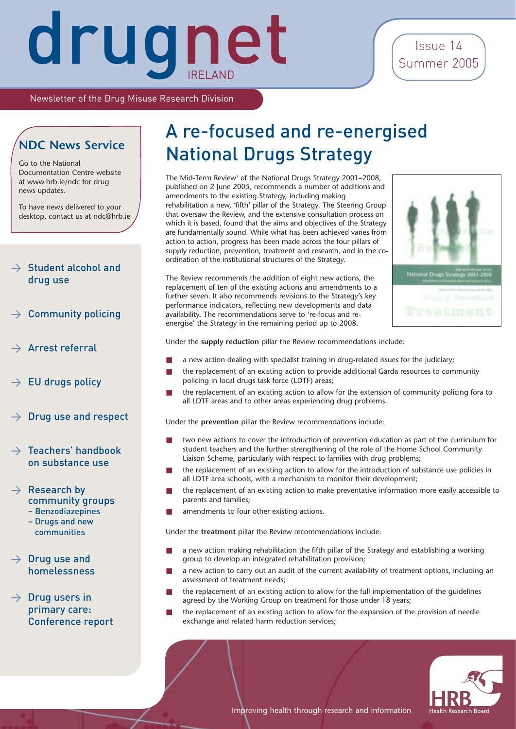# drugnet IRELAND

Issue 14
Summer 2005

Newsletter of the Drug Misuse Research Division

## NDC News Service

Go to the National Documentation Centre website at www.hrb.ie/ndc for drug news updates.

To have news delivered to your desktop, contact us at ndc@hrb.ie

- → Student alcohol and drug use
- → Community policing
- → Arrest referral
- → EU drugs policy
- → Drug use and respect
- → Teachers' handbook on substance use
- → Research by community groups
  - – Benzodiazepines
  - – Drugs and new communities
- → Drug use and homelessness
- → Drug users in primary care: Conference report

# A re-focused and re-energised National Drugs Strategy

The Mid-Term Review[1] of the National Drugs Strategy 2001–2008, published on 2 June 2005, recommends a number of additions and amendments to the existing Strategy, including making rehabilitation a new, 'fifth' pillar of the Strategy. The Steering Group that oversaw the Review, and the extensive consultation process on which it is based, found that the aims and objectives of the Strategy are fundamentally sound. While what has been achieved varies from action to action, progress has been made across the four pillars of supply reduction, prevention, treatment and research, and in the co-ordination of the institutional structures of the Strategy.

The Review recommends the addition of eight new actions, the replacement of ten of the existing actions and amendments to a further seven. It also recommends revisions to the Strategy's key performance indicators, reflecting new developments and data availability. The recommendations serve to 're-focus and re-energise' the Strategy in the remaining period up to 2008.

Under the **supply reduction** pillar the Review recommendations include:

- a new action dealing with specialist training in drug-related issues for the judiciary;
- the replacement of an existing action to provide additional Garda resources to community policing in local drugs task force (LDTF) areas;
- the replacement of an existing action to allow for the extension of community policing fora to all LDTF areas and to other areas experiencing drug problems.

Under the **prevention** pillar the Review recommendations include:

- two new actions to cover the introduction of prevention education as part of the curriculum for student teachers and the further strengthening of the role of the Home School Community Liaison Scheme, particularly with respect to families with drug problems;
- the replacement of an existing action to allow for the introduction of substance use policies in all LDTF area schools, with a mechanism to monitor their development;
- the replacement of an existing action to make preventative information more easily accessible to parents and families;
- amendments to four other existing actions.

Under the **treatment** pillar the Review recommendations include:

- a new action making rehabilitation the fifth pillar of the Strategy and establishing a working group to develop an integrated rehabilitation provision;
- a new action to carry out an audit of the current availability of treatment options, including an assessment of treatment needs;
- the replacement of an existing action to allow for the full implementation of the guidelines agreed by the Working Group on treatment for those under 18 years;
- the replacement of an existing action to allow for the expansion of the provision of needle exchange and related harm reduction services;

Improving health through research and information

HRB Health Research Board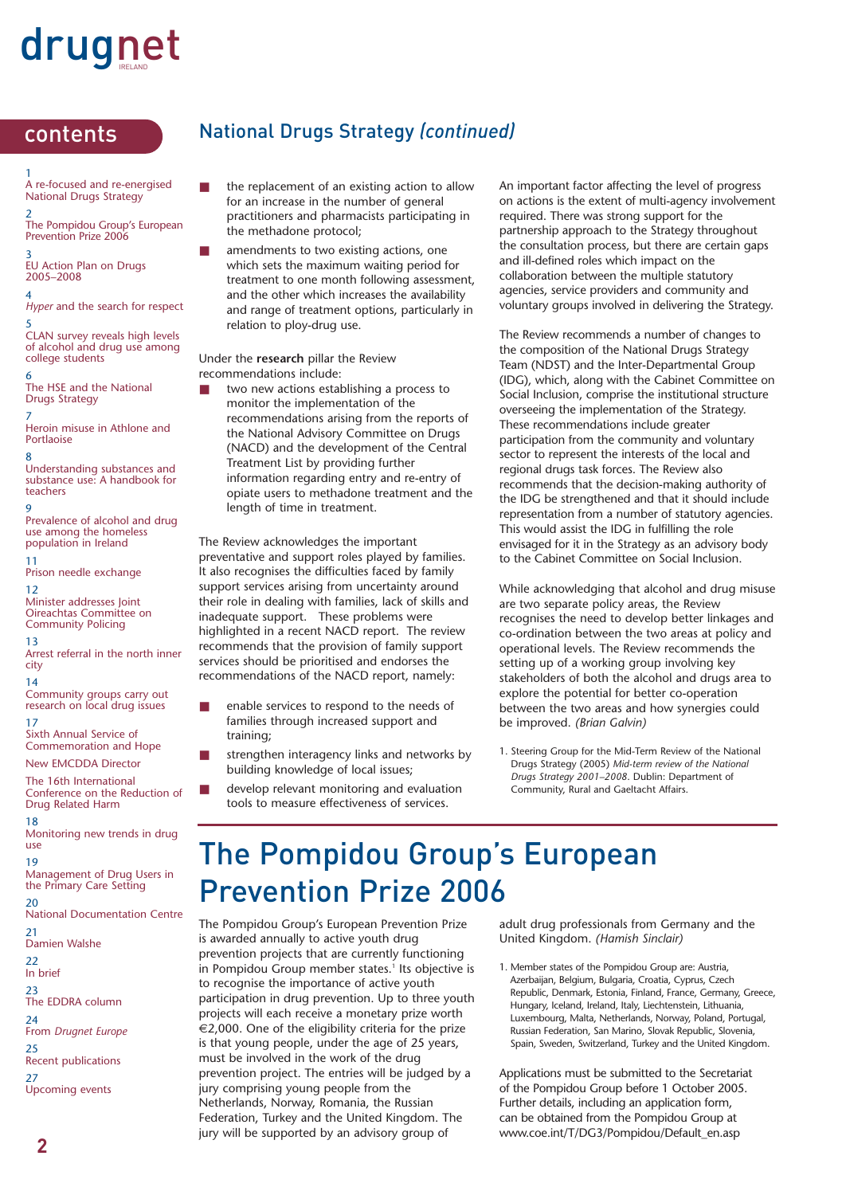# drugnet

IRELAND

## contents

1
A re-focused and re-energised National Drugs Strategy

2
The Pompidou Group's European Prevention Prize 2006

3
EU Action Plan on Drugs 2005–2008

4
*Hyper* and the search for respect

5
CLAN survey reveals high levels of alcohol and drug use among college students

6
The HSE and the National Drugs Strategy

7
Heroin misuse in Athlone and Portlaoise

8
Understanding substances and substance use: A handbook for teachers

9
Prevalence of alcohol and drug use among the homeless population in Ireland

11
Prison needle exchange

12
Minister addresses Joint Oireachtas Committee on Community Policing

13
Arrest referral in the north inner city

14
Community groups carry out research on local drug issues

17
Sixth Annual Service of Commemoration and Hope

New EMCDDA Director

The 16th International Conference on the Reduction of Drug Related Harm

18
Monitoring new trends in drug use

19
Management of Drug Users in the Primary Care Setting

20
National Documentation Centre

21
Damien Walshe

22
In brief

23
The EDDRA column

24
From *Drugnet Europe*

25
Recent publications

27
Upcoming events

## National Drugs Strategy *(continued)*

- the replacement of an existing action to allow for an increase in the number of general practitioners and pharmacists participating in the methadone protocol;
- amendments to two existing actions, one which sets the maximum waiting period for treatment to one month following assessment, and the other which increases the availability and range of treatment options, particularly in relation to ploy-drug use.

Under the **research** pillar the Review recommendations include:

- two new actions establishing a process to monitor the implementation of the recommendations arising from the reports of the National Advisory Committee on Drugs (NACD) and the development of the Central Treatment List by providing further information regarding entry and re-entry of opiate users to methadone treatment and the length of time in treatment.

The Review acknowledges the important preventative and support roles played by families. It also recognises the difficulties faced by family support services arising from uncertainty around their role in dealing with families, lack of skills and inadequate support. These problems were highlighted in a recent NACD report. The review recommends that the provision of family support services should be prioritised and endorses the recommendations of the NACD report, namely:

- enable services to respond to the needs of families through increased support and training;
- strengthen interagency links and networks by building knowledge of local issues;
- develop relevant monitoring and evaluation tools to measure effectiveness of services.

An important factor affecting the level of progress on actions is the extent of multi-agency involvement required. There was strong support for the partnership approach to the Strategy throughout the consultation process, but there are certain gaps and ill-defined roles which impact on the collaboration between the multiple statutory agencies, service providers and community and voluntary groups involved in delivering the Strategy.

The Review recommends a number of changes to the composition of the National Drugs Strategy Team (NDST) and the Inter-Departmental Group (IDG), which, along with the Cabinet Committee on Social Inclusion, comprise the institutional structure overseeing the implementation of the Strategy. These recommendations include greater participation from the community and voluntary sector to represent the interests of the local and regional drugs task forces. The Review also recommends that the decision-making authority of the IDG be strengthened and that it should include representation from a number of statutory agencies. This would assist the IDG in fulfilling the role envisaged for it in the Strategy as an advisory body to the Cabinet Committee on Social Inclusion.

While acknowledging that alcohol and drug misuse are two separate policy areas, the Review recognises the need to develop better linkages and co-ordination between the two areas at policy and operational levels. The Review recommends the setting up of a working group involving key stakeholders of both the alcohol and drugs area to explore the potential for better co-operation between the two areas and how synergies could be improved. *(Brian Galvin)*

1. Steering Group for the Mid-Term Review of the National Drugs Strategy (2005) *Mid-term review of the National Drugs Strategy 2001–2008*. Dublin: Department of Community, Rural and Gaeltacht Affairs.

# The Pompidou Group's European Prevention Prize 2006

The Pompidou Group's European Prevention Prize is awarded annually to youth drug prevention projects that are currently functioning in Pompidou Group member states.[1] Its objective is to recognise the importance of active youth participation in drug prevention. Up to three youth projects will each receive a monetary prize worth €2,000. One of the eligibility criteria for the prize is that young people, under the age of 25 years, must be involved in the work of the drug prevention project. The entries will be judged by a jury comprising young people from the Netherlands, Norway, Romania, the Russian Federation, Turkey and the United Kingdom. The jury will be supported by an advisory group of adult drug professionals from Germany and the United Kingdom. *(Hamish Sinclair)*

1. Member states of the Pompidou Group are: Austria, Azerbaijan, Belgium, Bulgaria, Croatia, Cyprus, Czech Republic, Denmark, Estonia, Finland, France, Germany, Greece, Hungary, Iceland, Ireland, Italy, Liechtenstein, Lithuania, Luxembourg, Malta, Netherlands, Norway, Poland, Portugal, Russian Federation, San Marino, Slovak Republic, Slovenia, Spain, Sweden, Switzerland, Turkey and the United Kingdom.

Applications must be submitted to the Secretariat of the Pompidou Group before 1 October 2005. Further details, including an application form, can be obtained from the Pompidou Group at www.coe.int/T/DG3/Pompidou/Default_en.asp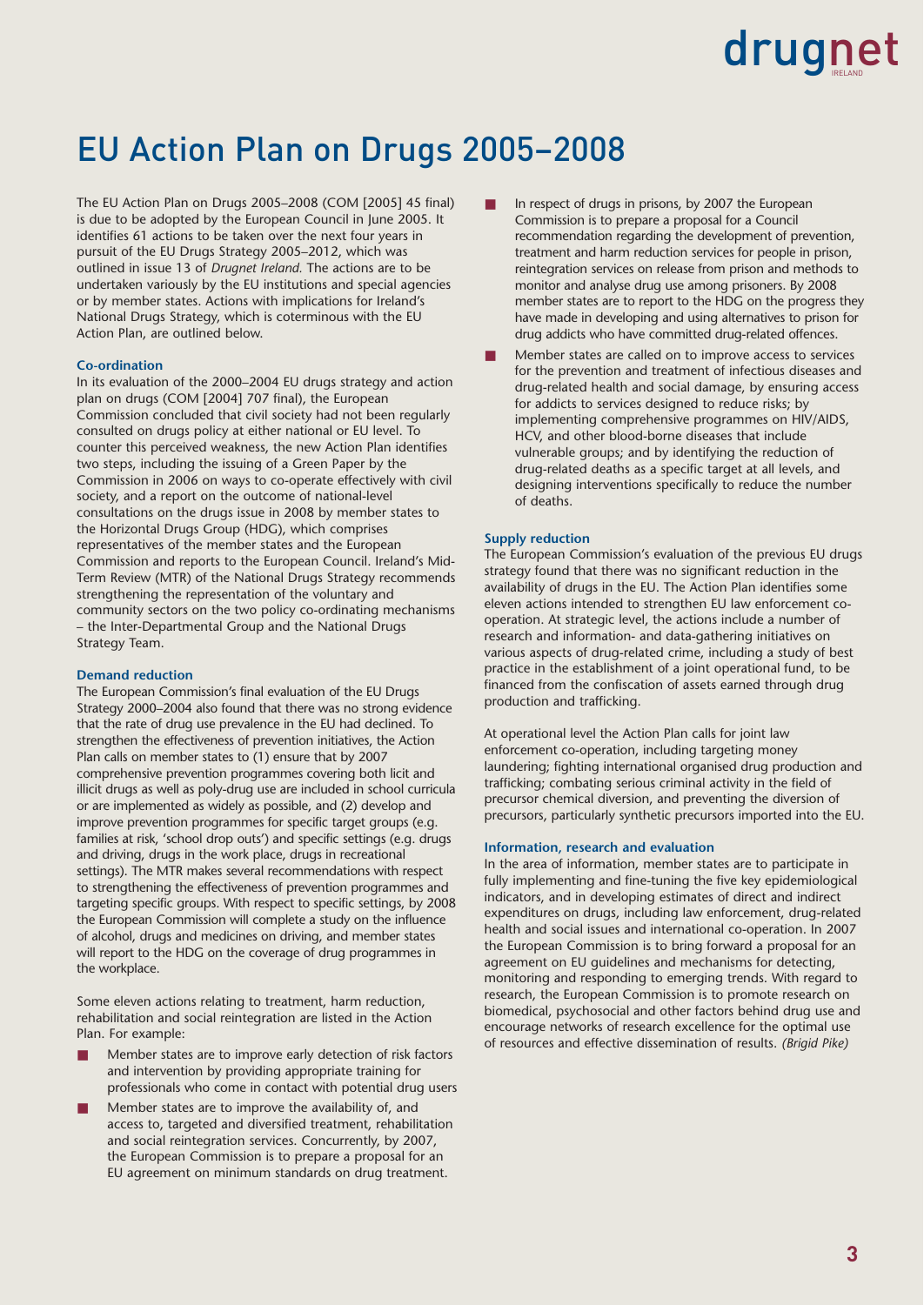# EU Action Plan on Drugs 2005–2008

The EU Action Plan on Drugs 2005–2008 (COM [2005] 45 final) is due to be adopted by the European Council in June 2005. It identifies 61 actions to be taken over the next four years in pursuit of the EU Drugs Strategy 2005–2012, which was outlined in issue 13 of *Drugnet Ireland.* The actions are to be undertaken variously by the EU institutions and special agencies or by member states. Actions with implications for Ireland's National Drugs Strategy, which is coterminous with the EU Action Plan, are outlined below.

### Co-ordination

In its evaluation of the 2000–2004 EU drugs strategy and action plan on drugs (COM [2004] 707 final), the European Commission concluded that civil society had not been regularly consulted on drugs policy at either national or EU level. To counter this perceived weakness, the new Action Plan identifies two steps, including the issuing of a Green Paper by the Commission in 2006 on ways to co-operate effectively with civil society, and a report on the outcome of national-level consultations on the drugs issue in 2008 by member states to the Horizontal Drugs Group (HDG), which comprises representatives of the member states and the European Commission and reports to the European Council. Ireland's Mid-Term Review (MTR) of the National Drugs Strategy recommends strengthening the representation of the voluntary and community sectors on the two policy co-ordinating mechanisms – the Inter-Departmental Group and the National Drugs Strategy Team.

### Demand reduction

The European Commission's final evaluation of the EU Drugs Strategy 2000–2004 also found that there was no strong evidence that the rate of drug use prevalence in the EU had declined. To strengthen the effectiveness of prevention initiatives, the Action Plan calls on member states to (1) ensure that by 2007 comprehensive prevention programmes covering both licit and illicit drugs as well as poly-drug use are included in school curricula or are implemented as widely as possible, and (2) develop and improve prevention programmes for specific target groups (e.g. families at risk, 'school drop outs') and specific settings (e.g. drugs and driving, drugs in the work place, drugs in recreational settings). The MTR makes several recommendations with respect to strengthening the effectiveness of prevention programmes and targeting specific groups. With respect to specific settings, by 2008 the European Commission will complete a study on the influence of alcohol, drugs and medicines on driving, and member states will report to the HDG on the coverage of drug programmes in the workplace.

Some eleven actions relating to treatment, harm reduction, rehabilitation and social reintegration are listed in the Action Plan. For example:

- Member states are to improve early detection of risk factors and intervention by providing appropriate training for professionals who come in contact with potential drug users
- Member states are to improve the availability of, and access to, targeted and diversified treatment, rehabilitation and social reintegration services. Concurrently, by 2007, the European Commission is to prepare a proposal for an EU agreement on minimum standards on drug treatment.
- In respect of drugs in prisons, by 2007 the European Commission is to prepare a proposal for a Council recommendation regarding the development of prevention, treatment and harm reduction services for people in prison, reintegration services on release from prison and methods to monitor and analyse drug use among prisoners. By 2008 member states are to report to the HDG on the progress they have made in developing and using alternatives to prison for drug addicts who have committed drug-related offences.
- Member states are called on to improve access to services for the prevention and treatment of infectious diseases and drug-related health and social damage, by ensuring access for addicts to services designed to reduce risks; by implementing comprehensive programmes on HIV/AIDS, HCV, and other blood-borne diseases that include vulnerable groups; and by identifying the reduction of drug-related deaths as a specific target at all levels, and designing interventions specifically to reduce the number of deaths.

### Supply reduction

The European Commission's evaluation of the previous EU drugs strategy found that there was no significant reduction in the availability of drugs in the EU. The Action Plan identifies some eleven actions intended to strengthen EU law enforcement co-operation. At strategic level, the actions include a number of research and information- and data-gathering initiatives on various aspects of drug-related crime, including a study of best practice in the establishment of a joint operational fund, to be financed from the confiscation of assets earned through drug production and trafficking.

At operational level the Action Plan calls for joint law enforcement co-operation, including targeting money laundering; fighting international organised drug production and trafficking; combating serious criminal activity in the field of precursor chemical diversion, and preventing the diversion of precursors, particularly synthetic precursors imported into the EU.

### Information, research and evaluation

In the area of information, member states are to participate in fully implementing and fine-tuning the five key epidemiological indicators, and in developing estimates of direct and indirect expenditures on drugs, including law enforcement, drug-related health and social issues and international co-operation. In 2007 the European Commission is to bring forward a proposal for an agreement on EU guidelines and mechanisms for detecting, monitoring and responding to emerging trends. With regard to research, the European Commission is to promote research on biomedical, psychosocial and other factors behind drug use and encourage networks of research excellence for the optimal use of resources and effective dissemination of results. *(Brigid Pike)*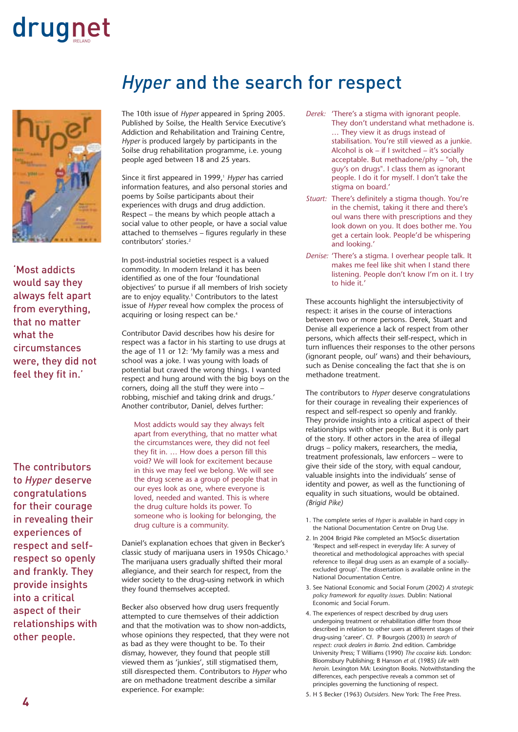# *Hyper* and the search for respect

The 10th issue of *Hyper* appeared in Spring 2005. Published by Soilse, the Health Service Executive's Addiction and Rehabilitation and Training Centre, *Hyper* is produced largely by participants in the Soilse drug rehabilitation programme, i.e. young people aged between 18 and 25 years.

Since it first appeared in 1999,[1] *Hyper* has carried information features, and also personal stories and poems by Soilse participants about their experiences with drugs and drug addiction. Respect – the means by which people attach a social value to other people, or have a social value attached to themselves – figures regularly in these contributors' stories.[2]

In post-industrial societies respect is a valued commodity. In modern Ireland it has been identified as one of the four 'foundational objectives' to pursue if all members of Irish society are to enjoy equality.[3] Contributors to the latest issue of *Hyper* reveal how complex the process of acquiring or losing respect can be.[4]

Contributor David describes how his desire for respect was a factor in his starting to use drugs at the age of 11 or 12: 'My family was a mess and school was a joke. I was young with loads of potential but craved the wrong things. I wanted respect and hung around with the big boys on the corners, doing all the stuff they were into – robbing, mischief and taking drink and drugs.' Another contributor, Daniel, delves further:

> Most addicts would say they always felt apart from everything, that no matter what the circumstances were, they did not feel they fit in. … How does a person fill this void? We will look for excitement because in this we may feel we belong. We will see the drug scene as a group of people that in our eyes look as one, where everyone is loved, needed and wanted. This is where the drug culture holds its power. To someone who is looking for belonging, the drug culture is a community.

Daniel's explanation echoes that given in Becker's classic study of marijuana users in 1950s Chicago.[5] The marijuana users gradually shifted their moral allegiance, and their search for respect, from the wider society to the drug-using network in which they found themselves accepted.

Becker also observed how drug users frequently attempted to cure themselves of their addiction and that the motivation was to show non-addicts, whose opinions they respected, that they were not as bad as they were thought to be. To their dismay, however, they found that people still viewed them as 'junkies', still stigmatised them, still disrespected them. Contributors to *Hyper* who are on methadone treatment describe a similar experience. For example:

> *Derek:* 'There's a stigma with ignorant people. They don't understand what methadone is. … They view it as drugs instead of stabilisation. You're still viewed as a junkie. Alcohol is ok – if I switched – it's socially acceptable. But methadone/phy – "oh, the guy's on drugs". I class them as ignorant people. I do it for myself. I don't take the stigma on board.'
>
> *Stuart:* There's definitely a stigma though. You're in the chemist, taking it there and there's oul wans there with prescriptions and they look down on you. It does bother me. You get a certain look. People'd be whispering and looking.'
>
> *Denise:* 'There's a stigma. I overhear people talk. It makes me feel like shit when I stand there listening. People don't know I'm on it. I try to hide it.'

These accounts highlight the intersubjectivity of respect: it arises in the course of interactions between two or more persons. Derek, Stuart and Denise all experience a lack of respect from other persons, which affects their self-respect, which in turn influences their responses to the other persons (ignorant people, oul' wans) and their behaviours, such as Denise concealing the fact that she is on methadone treatment.

The contributors to *Hyper* deserve congratulations for their courage in revealing their experiences of respect and self-respect so openly and frankly. They provide insights into a critical aspect of their relationships with other people. But it is only part of the story. If other actors in the area of illegal drugs – policy makers, researchers, the media, treatment professionals, law enforcers – were to give their side of the story, with equal candour, valuable insights into the individuals' sense of identity and power, as well as the functioning of equality in such situations, would be obtained. *(Brigid Pike)*

1. The complete series of *Hyper* is available in hard copy in the National Documentation Centre on Drug Use.
2. In 2004 Brigid Pike completed an MSocSc dissertation 'Respect and self-respect in everyday life: A survey of theoretical and methodological approaches with special reference to illegal drug users as an example of a socially-excluded group'. The dissertation is available online in the National Documentation Centre.
3. See National Economic and Social Forum (2002) *A strategic policy framework for equality issues.* Dublin: National Economic and Social Forum.
4. The experiences of respect described by drug users undergoing treatment or rehabilitation differ from those described in relation to other users at different stages of their drug-using 'career'. Cf. P Bourgois (2003) *In search of respect: crack dealers in Barrio.* 2nd edition. Cambridge University Press; T Williams (1990) *The cocaine kids.* London: Bloomsbury Publishing; B Hanson *et al.* (1985) *Life with heroin.* Lexington MA: Lexington Books. Notwithstanding the differences, each perspective reveals a common set of principles governing the functioning of respect.
5. H S Becker (1963) *Outsiders.* New York: The Free Press.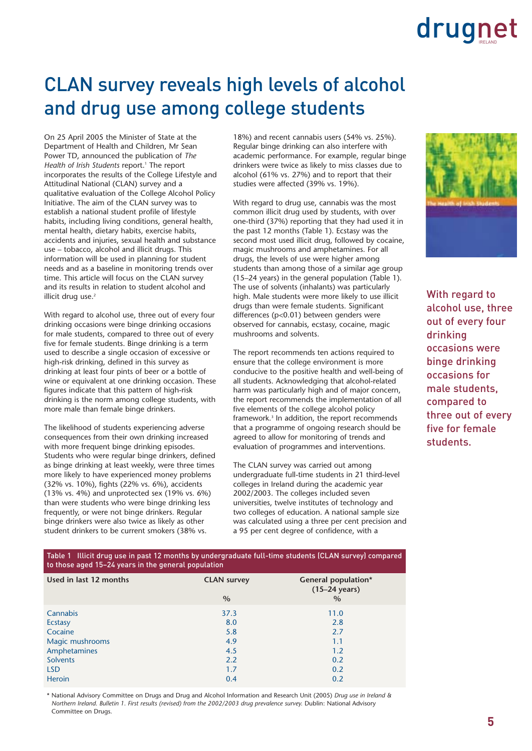# CLAN survey reveals high levels of alcohol and drug use among college students

On 25 April 2005 the Minister of State at the Department of Health and Children, Mr Sean Power TD, announced the publication of *The Health of Irish Students* report.[1] The report incorporates the results of the College Lifestyle and Attitudinal National (CLAN) survey and a qualitative evaluation of the College Alcohol Policy Initiative. The aim of the CLAN survey was to establish a national student profile of lifestyle habits, including living conditions, general health, mental health, dietary habits, exercise habits, accidents and injuries, sexual health and substance use – tobacco, alcohol and illicit drugs. This information will be used in planning for student needs and as a baseline in monitoring trends over time. This article will focus on the CLAN survey and its results in relation to student alcohol and illicit drug use.[2]

With regard to alcohol use, three out of every four drinking occasions were binge drinking occasions for male students, compared to three out of every five for female students. Binge drinking is a term used to describe a single occasion of excessive or high-risk drinking, defined in this survey as drinking at least four pints of beer or a bottle of wine or equivalent at one drinking occasion. These figures indicate that this pattern of high-risk drinking is the norm among college students, with more male than female binge drinkers.

The likelihood of students experiencing adverse consequences from their own drinking increased with more frequent binge drinking episodes. Students who were regular binge drinkers, defined as binge drinking at least weekly, were three times more likely to have experienced money problems (32% vs. 10%), fights (22% vs. 6%), accidents (13% vs. 4%) and unprotected sex (19% vs. 6%) than were students who were binge drinking less frequently, or were not binge drinkers. Regular binge drinkers were also twice as likely as other student drinkers to be current smokers (38% vs. 18%) and recent cannabis users (54% vs. 25%). Regular binge drinking can also interfere with academic performance. For example, regular binge drinkers were twice as likely to miss classes due to alcohol (61% vs. 27%) and to report that their studies were affected (39% vs. 19%).

With regard to drug use, cannabis was the most common illicit drug used by students, with over one-third (37%) reporting that they had used it in the past 12 months (Table 1). Ecstasy was the second most used illicit drug, followed by cocaine, magic mushrooms and amphetamines. For all drugs, the levels of use were higher among students than among those of a similar age group (15–24 years) in the general population (Table 1). The use of solvents (inhalants) was particularly high. Male students were more likely to use illicit drugs than were female students. Significant differences ($p<0.01$) between genders were observed for cannabis, ecstasy, cocaine, magic mushrooms and solvents.

The report recommends ten actions required to ensure that the college environment is more conducive to the positive health and well-being of all students. Acknowledging that alcohol-related harm was particularly high and of major concern, the report recommends the implementation of all five elements of the college alcohol policy framework.[3] In addition, the report recommends that a programme of ongoing research should be agreed to allow for monitoring of trends and evaluation of programmes and interventions.

The CLAN survey was carried out among undergraduate full-time students in 21 third-level colleges in Ireland during the academic year 2002/2003. The colleges included seven universities, twelve institutes of technology and two colleges of education. A national sample size was calculated using a three per cent precision and a 95 per cent degree of confidence, with a

With regard to alcohol use, three out of every four drinking occasions were binge drinking occasions for male students, compared to three out of every five for female students.

Table 1 Illicit drug use in past 12 months by undergraduate full-time students (CLAN survey) compared to those aged 15–24 years in the general population

| Used in last 12 months | CLAN survey % | General population* (15–24 years) % |
|---|---|---|
| Cannabis | 37.3 | 11.0 |
| Ecstasy | 8.0 | 2.8 |
| Cocaine | 5.8 | 2.7 |
| Magic mushrooms | 4.9 | 1.1 |
| Amphetamines | 4.5 | 1.2 |
| Solvents | 2.2 | 0.2 |
| LSD | 1.7 | 0.2 |
| Heroin | 0.4 | 0.2 |

\* National Advisory Committee on Drugs and Drug and Alcohol Information and Research Unit (2005) *Drug use in Ireland & Northern Ireland. Bulletin 1. First results (revised) from the 2002/2003 drug prevalence survey.* Dublin: National Advisory Committee on Drugs.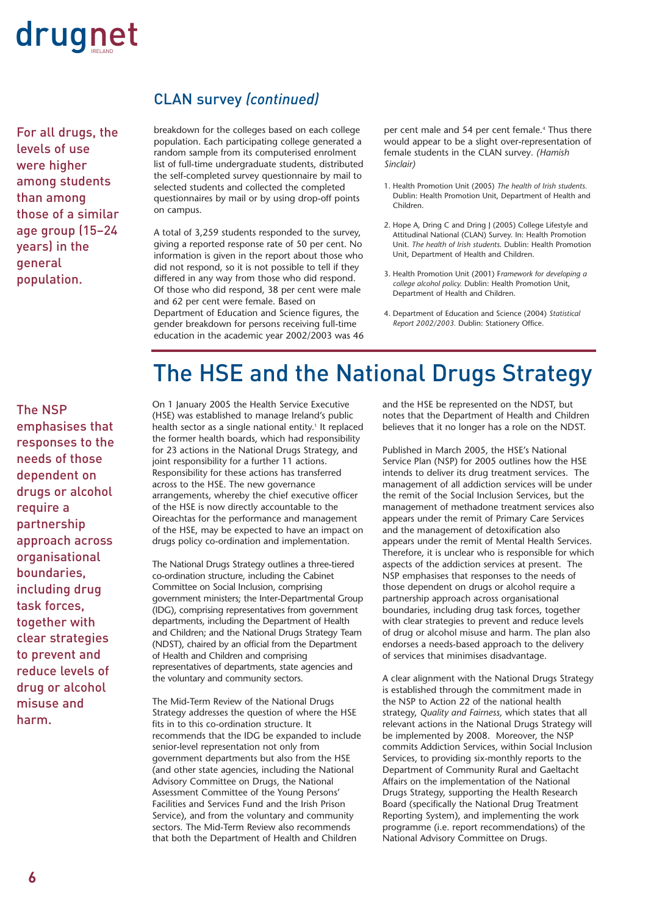## CLAN survey *(continued)*

> For all drugs, the levels of use were higher among students than among those of a similar age group (15–24 years) in the general population.

breakdown for the colleges based on each college population. Each participating college generated a random sample from its computerised enrolment list of full-time undergraduate students, distributed the self-completed survey questionnaire by mail to selected students and collected the completed questionnaires by mail or by using drop-off points on campus.

A total of 3,259 students responded to the survey, giving a reported response rate of 50 per cent. No information is given in the report about those who did not respond, so it is not possible to tell if they differed in any way from those who did respond. Of those who did respond, 38 per cent were male and 62 per cent were female. Based on Department of Education and Science figures, the gender breakdown for persons receiving full-time education in the academic year 2002/2003 was 46 per cent male and 54 per cent female.[4] Thus there would appear to be a slight over-representation of female students in the CLAN survey. *(Hamish Sinclair)*

1. Health Promotion Unit (2005) *The health of Irish students.* Dublin: Health Promotion Unit, Department of Health and Children.
2. Hope A, Dring C and Dring J (2005) College Lifestyle and Attitudinal National (CLAN) Survey. In: Health Promotion Unit. *The health of Irish students.* Dublin: Health Promotion Unit, Department of Health and Children.
3. Health Promotion Unit (2001) *Framework for developing a college alcohol policy.* Dublin: Health Promotion Unit, Department of Health and Children.
4. Department of Education and Science (2004) *Statistical Report 2002/2003.* Dublin: Stationery Office.

# The HSE and the National Drugs Strategy

> The NSP emphasises that responses to the needs of those dependent on drugs or alcohol require a partnership approach across organisational boundaries, including drug task forces, together with clear strategies to prevent and reduce levels of drug or alcohol misuse and harm.

On 1 January 2005 the Health Service Executive (HSE) was established to manage Ireland's public health sector as a single national entity.[1] It replaced the former health boards, which had responsibility for 23 actions in the National Drugs Strategy, and joint responsibility for a further 11 actions. Responsibility for these actions has transferred across to the HSE. The new governance arrangements, whereby the chief executive officer of the HSE is now directly accountable to the Oireachtas for the performance and management of the HSE, may be expected to have an impact on drugs policy co-ordination and implementation.

The National Drugs Strategy outlines a three-tiered co-ordination structure, including the Cabinet Committee on Social Inclusion, comprising government ministers; the Inter-Departmental Group (IDG), comprising representatives from government departments, including the Department of Health and Children; and the National Drugs Strategy Team (NDST), chaired by an official from the Department of Health and Children and comprising representatives of departments, state agencies and the voluntary and community sectors.

The Mid-Term Review of the National Drugs Strategy addresses the question of where the HSE fits in to this co-ordination structure. It recommends that the IDG be expanded to include senior-level representation not only from government departments but also from the HSE (and other state agencies, including the National Advisory Committee on Drugs, the National Assessment Committee of the Young Persons' Facilities and Services Fund and the Irish Prison Service), and from the voluntary and community sectors. The Mid-Term Review also recommends that both the Department of Health and Children and the HSE be represented on the NDST, but notes that the Department of Health and Children believes that it no longer has a role on the NDST.

Published in March 2005, the HSE's National Service Plan (NSP) for 2005 outlines how the HSE intends to deliver its drug treatment services. The management of all addiction services will be under the remit of the Social Inclusion Services, but the management of methadone treatment services also appears under the remit of Primary Care Services and the management of detoxification also appears under the remit of Mental Health Services. Therefore, it is unclear who is responsible for which aspects of the addiction services at present. The NSP emphasises that responses to the needs of those dependent on drugs or alcohol require a partnership approach across organisational boundaries, including drug task forces, together with clear strategies to prevent and reduce levels of drug or alcohol misuse and harm. The plan also endorses a needs-based approach to the delivery of services that minimises disadvantage.

A clear alignment with the National Drugs Strategy is established through the commitment made in the NSP to Action 22 of the national health strategy, *Quality and Fairness,* which states that all relevant actions in the National Drugs Strategy will be implemented by 2008. Moreover, the NSP commits Addiction Services, within Social Inclusion Services, to providing six-monthly reports to the Department of Community Rural and Gaeltacht Affairs on the implementation of the National Drugs Strategy, supporting the Health Research Board (specifically the National Drug Treatment Reporting System), and implementing the work programme (i.e. report recommendations) of the National Advisory Committee on Drugs.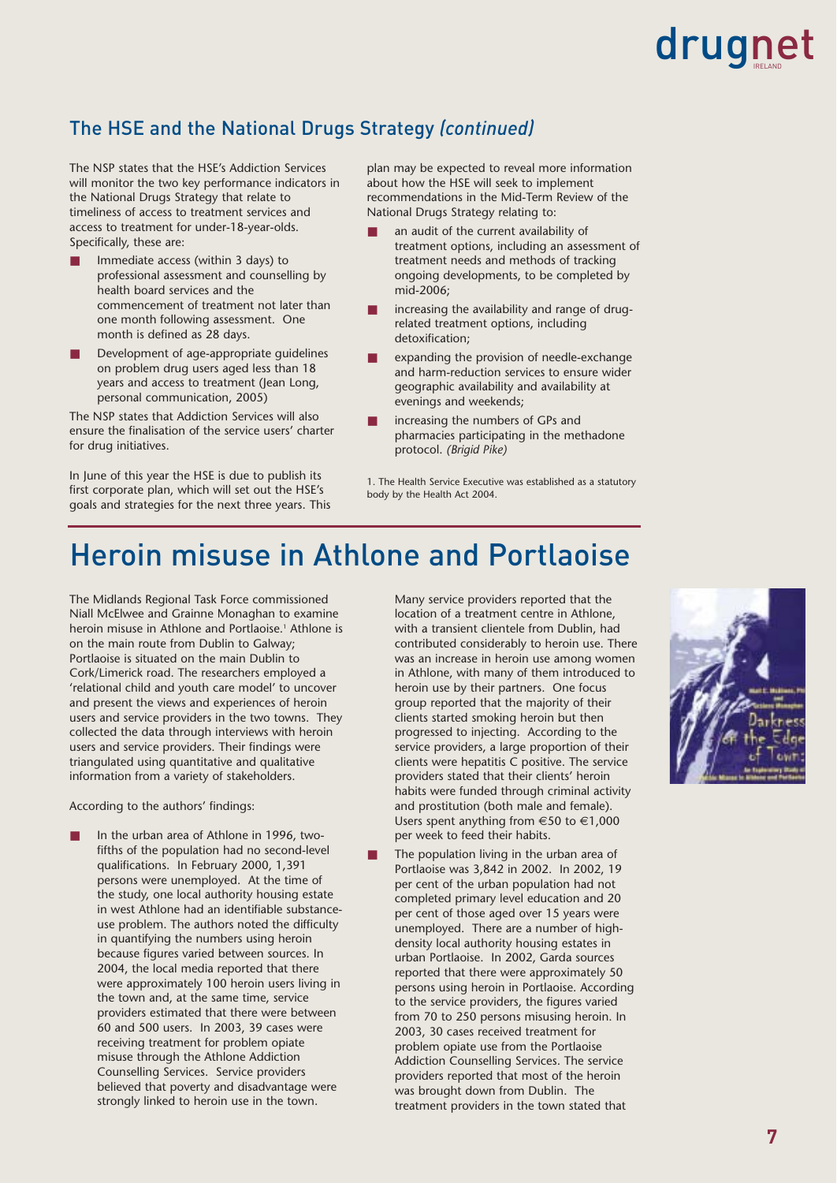## The HSE and the National Drugs Strategy *(continued)*

The NSP states that the HSE's Addiction Services will monitor the two key performance indicators in the National Drugs Strategy that relate to timeliness of access to treatment services and access to treatment for under-18-year-olds. Specifically, these are:

- Immediate access (within 3 days) to professional assessment and counselling by health board services and the commencement of treatment not later than one month following assessment. One month is defined as 28 days.
- Development of age-appropriate guidelines on problem drug users aged less than 18 years and access to treatment (Jean Long, personal communication, 2005)

The NSP states that Addiction Services will also ensure the finalisation of the service users' charter for drug initiatives.

In June of this year the HSE is due to publish its first corporate plan, which will set out the HSE's goals and strategies for the next three years. This plan may be expected to reveal more information about how the HSE will seek to implement recommendations in the Mid-Term Review of the National Drugs Strategy relating to:

- an audit of the current availability of treatment options, including an assessment of treatment needs and methods of tracking ongoing developments, to be completed by mid-2006;
- increasing the availability and range of drug-related treatment options, including detoxification;
- expanding the provision of needle-exchange and harm-reduction services to ensure wider geographic availability and availability at evenings and weekends;
- increasing the numbers of GPs and pharmacies participating in the methadone protocol. *(Brigid Pike)*

1. The Health Service Executive was established as a statutory body by the Health Act 2004.

# Heroin misuse in Athlone and Portlaoise

The Midlands Regional Task Force commissioned Niall McElwee and Grainne Monaghan to examine heroin misuse in Athlone and Portlaoise.[1] Athlone is on the main route from Dublin to Galway; Portlaoise is situated on the main Dublin to Cork/Limerick road. The researchers employed a 'relational child and youth care model' to uncover and present the views and experiences of heroin users and service providers in the two towns. They collected the data through interviews with heroin users and service providers. Their findings were triangulated using quantitative and qualitative information from a variety of stakeholders.

According to the authors' findings:

- In the urban area of Athlone in 1996, two-fifths of the population had no second-level qualifications. In February 2000, 1,391 persons were unemployed. At the time of the study, one local authority housing estate in west Athlone had an identifiable substance-use problem. The authors noted the difficulty in quantifying the numbers using heroin because figures varied between sources. In 2004, the local media reported that there were approximately 100 heroin users living in the town and, at the same time, service providers estimated that there were between 60 and 500 users. In 2003, 39 cases were receiving treatment for problem opiate misuse through the Athlone Addiction Counselling Services. Service providers believed that poverty and disadvantage were strongly linked to heroin use in the town.

  Many service providers reported that the location of a treatment centre in Athlone, with a transient clientele from Dublin, had contributed considerably to heroin use. There was an increase in heroin use among women in Athlone, with many of them introduced to heroin use by their partners. One focus group reported that the majority of their clients started smoking heroin but then progressed to injecting. According to the service providers, a large proportion of their clients were hepatitis C positive. The service providers stated that their clients' heroin habits were funded through criminal activity and prostitution (both male and female). Users spent anything from €50 to €1,000 per week to feed their habits.
- The population living in the urban area of Portlaoise was 3,842 in 2002. In 2002, 19 per cent of the urban population had not completed primary level education and 20 per cent of those aged over 15 years were unemployed. There are a number of high-density local authority housing estates in urban Portlaoise. In 2002, Garda sources reported that there were approximately 50 persons using heroin in Portlaoise. According to the service providers, the figures varied from 70 to 250 persons misusing heroin. In 2003, 30 cases received treatment for problem opiate use from the Portlaoise Addiction Counselling Services. The service providers reported that most of the heroin was brought down from Dublin. The treatment providers in the town stated that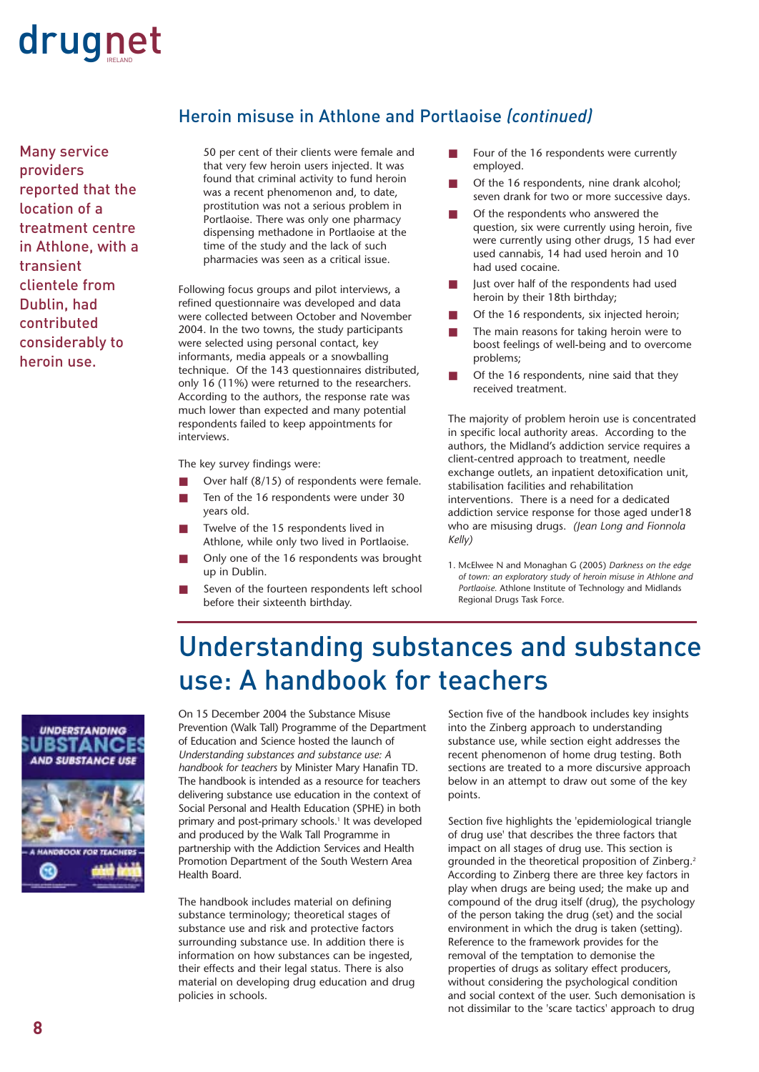## Heroin misuse in Athlone and Portlaoise *(continued)*

Many service providers reported that the location of a treatment centre in Athlone, with a transient clientele from Dublin, had contributed considerably to heroin use.

50 per cent of their clients were female and that very few heroin users injected. It was found that criminal activity to fund heroin was a recent phenomenon and, to date, prostitution was not a serious problem in Portlaoise. There was only one pharmacy dispensing methadone in Portlaoise at the time of the study and the lack of such pharmacies was seen as a critical issue.

Following focus groups and pilot interviews, a refined questionnaire was developed and data were collected between October and November 2004. In the two towns, the study participants were selected using personal contact, key informants, media appeals or a snowballing technique. Of the 143 questionnaires distributed, only 16 (11%) were returned to the researchers. According to the authors, the response rate was much lower than expected and many potential respondents failed to keep appointments for interviews.

The key survey findings were:

- Over half (8/15) of respondents were female.
- Ten of the 16 respondents were under 30 years old.
- Twelve of the 15 respondents lived in Athlone, while only two lived in Portlaoise.
- Only one of the 16 respondents was brought up in Dublin.
- Seven of the fourteen respondents left school before their sixteenth birthday.
- Four of the 16 respondents were currently employed.
- Of the 16 respondents, nine drank alcohol; seven drank for two or more successive days.
- Of the respondents who answered the question, six were currently using heroin, five were currently using other drugs, 15 had ever used cannabis, 14 had used heroin and 10 had used cocaine.
- Just over half of the respondents had used heroin by their 18th birthday;
- Of the 16 respondents, six injected heroin;
- The main reasons for taking heroin were to boost feelings of well-being and to overcome problems;
- Of the 16 respondents, nine said that they received treatment.

The majority of problem heroin use is concentrated in specific local authority areas. According to the authors, the Midland's addiction service requires a client-centred approach to treatment, needle exchange outlets, an inpatient detoxification unit, stabilisation facilities and rehabilitation interventions. There is a need for a dedicated addiction service response for those aged under18 who are misusing drugs. *(Jean Long and Fionnola Kelly)*

1. McElwee N and Monaghan G (2005) *Darkness on the edge of town: an exploratory study of heroin misuse in Athlone and Portlaoise.* Athlone Institute of Technology and Midlands Regional Drugs Task Force.

# Understanding substances and substance use: A handbook for teachers

On 15 December 2004 the Substance Misuse Prevention (Walk Tall) Programme of the Department of Education and Science hosted the launch of *Understanding substances and substance use: A handbook for teachers* by Minister Mary Hanafin TD. The handbook is intended as a resource for teachers delivering substance use education in the context of Social Personal and Health Education (SPHE) in both primary and post-primary schools.[1] It was developed and produced by the Walk Tall Programme in partnership with the Addiction Services and Health Promotion Department of the South Western Area Health Board.

The handbook includes material on defining substance terminology; theoretical stages of substance use and risk and protective factors surrounding substance use. In addition there is information on how substances can be ingested, their effects and their legal status. There is also material on developing drug education and drug policies in schools.

Section five of the handbook includes key insights into the Zinberg approach to understanding substance use, while section eight addresses the recent phenomenon of home drug testing. Both sections are treated to a more discursive approach below in an attempt to draw out some of the key points.

Section five highlights the 'epidemiological triangle of drug use' that describes the three factors that impact on all stages of drug use. This section is grounded in the theoretical proposition of Zinberg.[2] According to Zinberg there are three key factors in play when drugs are being used; the make up and compound of the drug itself (drug), the psychology of the person taking the drug (set) and the social environment in which the drug is taken (setting). Reference to the framework provides for the removal of the temptation to demonise the properties of drugs as solitary effect producers, without considering the psychological condition and social context of the user. Such demonisation is not dissimilar to the 'scare tactics' approach to drug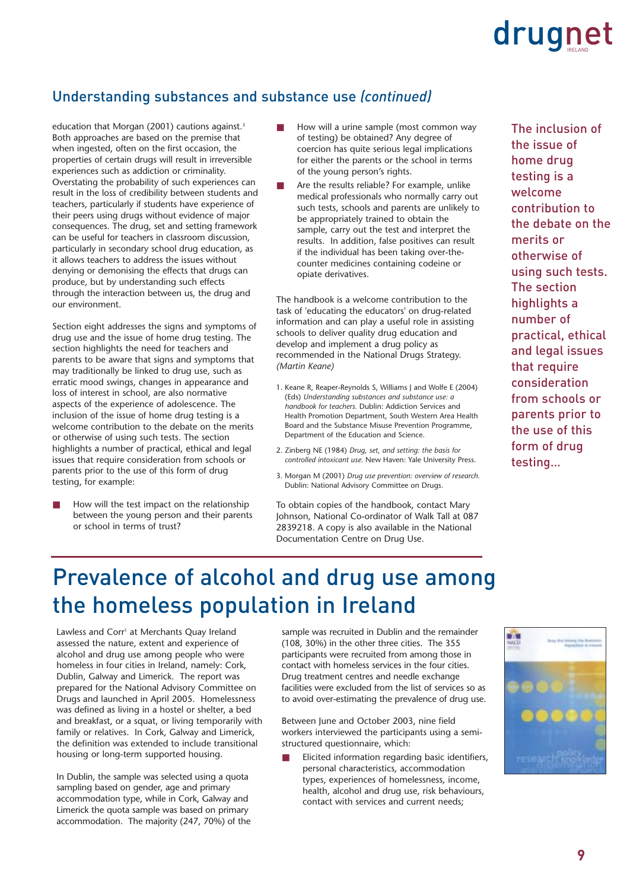## Understanding substances and substance use *(continued)*

education that Morgan (2001) cautions against.[3] Both approaches are based on the premise that when ingested, often on the first occasion, the properties of certain drugs will result in irreversible experiences such as addiction or criminality. Overstating the probability of such experiences can result in the loss of credibility between students and teachers, particularly if students have experience of their peers using drugs without evidence of major consequences. The drug, set and setting framework can be useful for teachers in classroom discussion, particularly in secondary school drug education, as it allows teachers to address the issues without denying or demonising the effects that drugs can produce, but by understanding such effects through the interaction between us, the drug and our environment.

Section eight addresses the signs and symptoms of drug use and the issue of home drug testing. The section highlights the need for teachers and parents to be aware that signs and symptoms that may traditionally be linked to drug use, such as erratic mood swings, changes in appearance and loss of interest in school, are also normative aspects of the experience of adolescence. The inclusion of the issue of home drug testing is a welcome contribution to the debate on the merits or otherwise of using such tests. The section highlights a number of practical, ethical and legal issues that require consideration from schools or parents prior to the use of this form of drug testing, for example:

- How will the test impact on the relationship between the young person and their parents or school in terms of trust?
- How will a urine sample (most common way of testing) be obtained? Any degree of coercion has quite serious legal implications for either the parents or the school in terms of the young person's rights.
- Are the results reliable? For example, unlike medical professionals who normally carry out such tests, schools and parents are unlikely to be appropriately trained to obtain the sample, carry out the test and interpret the results. In addition, false positives can result if the individual has been taking over-the-counter medicines containing codeine or opiate derivatives.

The handbook is a welcome contribution to the task of 'educating the educators' on drug-related information and can play a useful role in assisting schools to deliver quality drug education and develop and implement a drug policy as recommended in the National Drugs Strategy. *(Martin Keane)*

1. Keane R, Reaper-Reynolds S, Williams J and Wolfe E (2004) (Eds) *Understanding substances and substance use: a handbook for teachers.* Dublin: Addiction Services and Health Promotion Department, South Western Area Health Board and the Substance Misuse Prevention Programme, Department of the Education and Science.
2. Zinberg NE (1984) *Drug, set, and setting: the basis for controlled intoxicant use.* New Haven: Yale University Press.
3. Morgan M (2001) *Drug use prevention: overview of research.* Dublin: National Advisory Committee on Drugs.

To obtain copies of the handbook, contact Mary Johnson, National Co-ordinator of Walk Tall at 087 2839218. A copy is also available in the National Documentation Centre on Drug Use.

> The inclusion of the issue of home drug testing is a welcome contribution to the debate on the merits or otherwise of using such tests. The section highlights a number of practical, ethical and legal issues that require consideration from schools or parents prior to the use of this form of drug testing...

# Prevalence of alcohol and drug use among the homeless population in Ireland

Lawless and Corr[1] at Merchants Quay Ireland assessed the nature, extent and experience of alcohol and drug use among people who were homeless in four cities in Ireland, namely: Cork, Dublin, Galway and Limerick. The report was prepared for the National Advisory Committee on Drugs and launched in April 2005. Homelessness was defined as living in a hostel or shelter, a bed and breakfast, or a squat, or living temporarily with family or relatives. In Cork, Galway and Limerick, the definition was extended to include transitional housing or long-term supported housing.

In Dublin, the sample was selected using a quota sampling based on gender, age and primary accommodation type, while in Cork, Galway and Limerick the quota sample was based on primary accommodation. The majority (247, 70%) of the sample was recruited in Dublin and the remainder (108, 30%) in the other three cities. The 355 participants were recruited from among those in contact with homeless services in the four cities. Drug treatment centres and needle exchange facilities were excluded from the list of services so as to avoid over-estimating the prevalence of drug use.

Between June and October 2003, nine field workers interviewed the participants using a semi-structured questionnaire, which:

- Elicited information regarding basic identifiers, personal characteristics, accommodation types, experiences of homelessness, income, health, alcohol and drug use, risk behaviours, contact with services and current needs;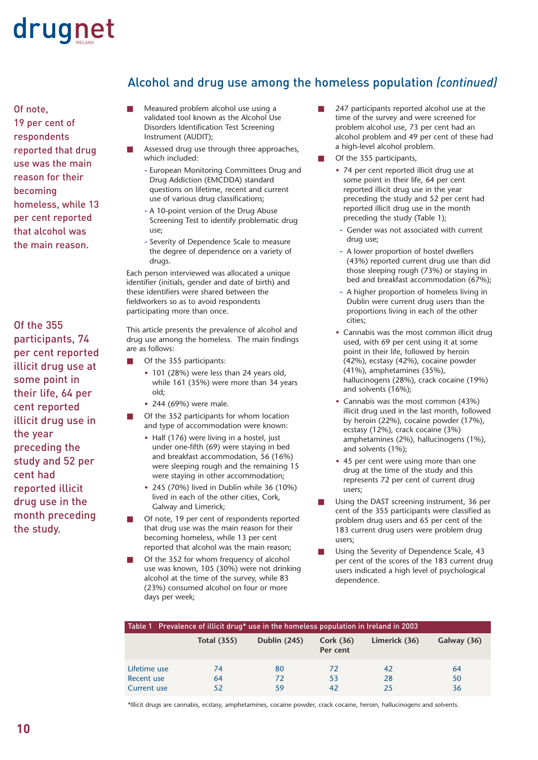## Alcohol and drug use among the homeless population *(continued)*

Of note, 19 per cent of respondents reported that drug use was the main reason for their becoming homeless, while 13 per cent reported that alcohol was the main reason.

Of the 355 participants, 74 per cent reported illicit drug use at some point in their life, 64 per cent reported illicit drug use in the year preceding the study and 52 per cent had reported illicit drug use in the month preceding the study.

- Measured problem alcohol use using a validated tool known as the Alcohol Use Disorders Identification Test Screening Instrument (AUDIT);
- Assessed drug use through three approaches, which included:
  - European Monitoring Committees Drug and Drug Addiction (EMCDDA) standard questions on lifetime, recent and current use of various drug classifications;
  - A 10-point version of the Drug Abuse Screening Test to identify problematic drug use;
  - Severity of Dependence Scale to measure the degree of dependence on a variety of drugs.

Each person interviewed was allocated a unique identifier (initials, gender and date of birth) and these identifiers were shared between the fieldworkers so as to avoid respondents participating more than once.

This article presents the prevalence of alcohol and drug use among the homeless. The main findings are as follows:

- Of the 355 participants:
  - 101 (28%) were less than 24 years old, while 161 (35%) were more than 34 years old;
  - 244 (69%) were male.
- Of the 352 participants for whom location and type of accommodation were known:
  - Half (176) were living in a hostel, just under one-fifth (69) were staying in bed and breakfast accommodation, 56 (16%) were sleeping rough and the remaining 15 were staying in other accommodation;
  - 245 (70%) lived in Dublin while 36 (10%) lived in each of the other cities, Cork, Galway and Limerick;
- Of note, 19 per cent of respondents reported that drug use was the main reason for their becoming homeless, while 13 per cent reported that alcohol was the main reason;
- Of the 352 for whom frequency of alcohol use was known, 105 (30%) were not drinking alcohol at the time of the survey, while 83 (23%) consumed alcohol on four or more days per week;
- 247 participants reported alcohol use at the time of the survey and were screened for problem alcohol use, 73 per cent had an alcohol problem and 49 per cent of these had a high-level alcohol problem.
- Of the 355 participants,
  - 74 per cent reported illicit drug use at some point in their life, 64 per cent reported illicit drug use in the year preceding the study and 52 per cent had reported illicit drug use in the month preceding the study (Table 1);
    - Gender was not associated with current drug use;
    - A lower proportion of hostel dwellers (43%) reported current drug use than did those sleeping rough (73%) or staying in bed and breakfast accommodation (67%);
    - A higher proportion of homeless living in Dublin were current drug users than the proportions living in each of the other cities;
  - Cannabis was the most common illicit drug used, with 69 per cent using it at some point in their life, followed by heroin (42%), ecstasy (42%), cocaine powder (41%), amphetamines (35%), hallucinogens (28%), crack cocaine (19%) and solvents (16%);
  - Cannabis was the most common (43%) illicit drug used in the last month, followed by heroin (22%), cocaine powder (17%), ecstasy (12%), crack cocaine (3%) amphetamines (2%), hallucinogens (1%), and solvents (1%);
  - 45 per cent were using more than one drug at the time of the study and this represents 72 per cent of current drug users;
- Using the DAST screening instrument, 36 per cent of the 355 participants were classified as problem drug users and 65 per cent of the 183 current drug users were problem drug users;
- Using the Severity of Dependence Scale, 43 per cent of the scores of the 183 current drug users indicated a high level of psychological dependence.

**Table 1 Prevalence of illicit drug* use in the homeless population in Ireland in 2003**

| | Total (355) | Dublin (245) | Cork (36) | Limerick (36) | Galway (36) |
|---|---|---|---|---|---|
| | | | Per cent | | |
| Lifetime use | 74 | 80 | 72 | 42 | 64 |
| Recent use | 64 | 72 | 53 | 28 | 50 |
| Current use | 52 | 59 | 42 | 25 | 36 |

*Illicit drugs are cannabis, ecstasy, amphetamines, cocaine powder, crack cocaine, heroin, hallucinogens and solvents.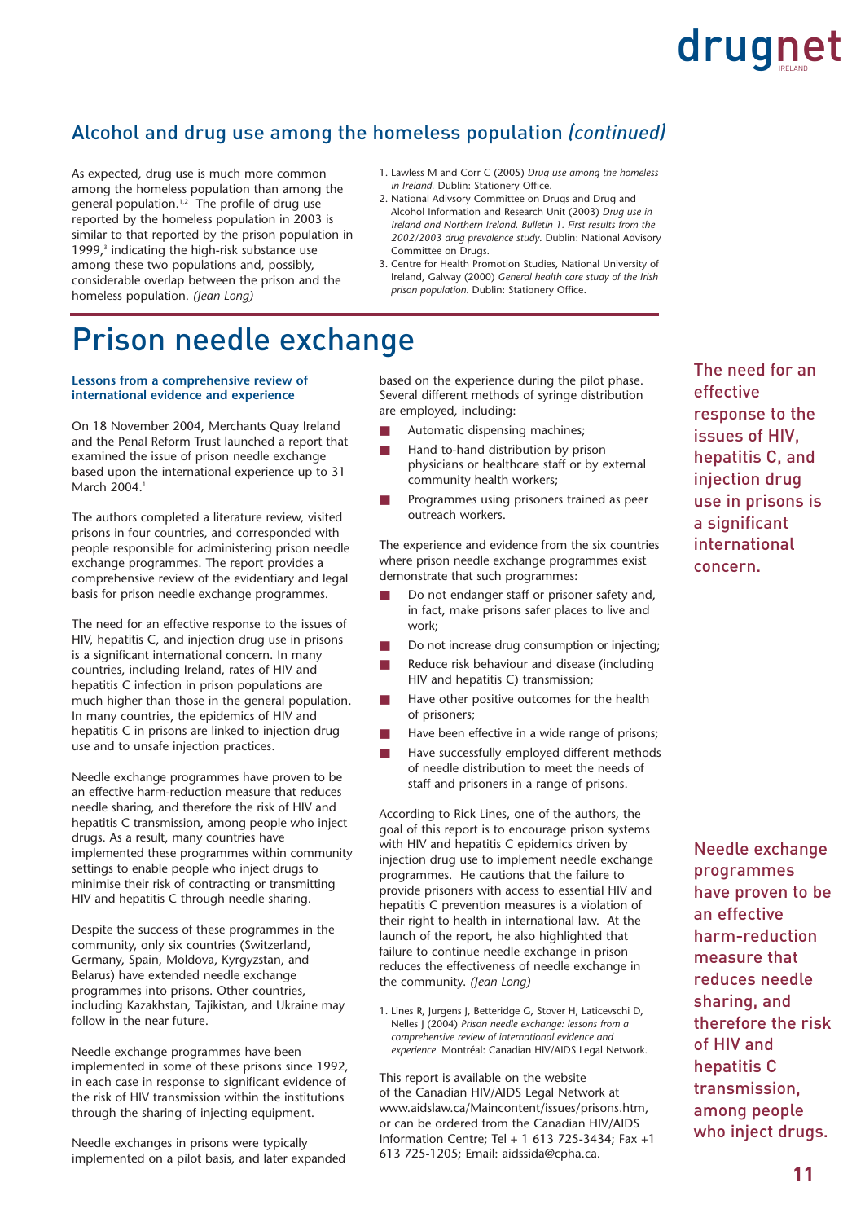## Alcohol and drug use among the homeless population *(continued)*

As expected, drug use is much more common among the homeless population than among the general population.[1,2] The profile of drug use reported by the homeless population in 2003 is similar to that reported by the prison population in 1999,[3] indicating the high-risk substance use among these two populations and, possibly, considerable overlap between the prison and the homeless population. *(Jean Long)*

1. Lawless M and Corr C (2005) *Drug use among the homeless in Ireland.* Dublin: Stationery Office.
2. National Adivsory Committee on Drugs and Drug and Alcohol Information and Research Unit (2003) *Drug use in Ireland and Northern Ireland. Bulletin 1. First results from the 2002/2003 drug prevalence study.* Dublin: National Advisory Committee on Drugs.
3. Centre for Health Promotion Studies, National University of Ireland, Galway (2000) *General health care study of the Irish prison population.* Dublin: Stationery Office.

# Prison needle exchange

**Lessons from a comprehensive review of international evidence and experience**

On 18 November 2004, Merchants Quay Ireland and the Penal Reform Trust launched a report that examined the issue of prison needle exchange based upon the international experience up to 31 March 2004.[1]

The authors completed a literature review, visited prisons in four countries, and corresponded with people responsible for administering prison needle exchange programmes. The report provides a comprehensive review of the evidentiary and legal basis for prison needle exchange programmes.

The need for an effective response to the issues of HIV, hepatitis C, and injection drug use in prisons is a significant international concern. In many countries, including Ireland, rates of HIV and hepatitis C infection in prison populations are much higher than those in the general population. In many countries, the epidemics of HIV and hepatitis C in prisons are linked to injection drug use and to unsafe injection practices.

Needle exchange programmes have proven to be an effective harm-reduction measure that reduces needle sharing, and therefore the risk of HIV and hepatitis C transmission, among people who inject drugs. As a result, many countries have implemented these programmes within community settings to enable people who inject drugs to minimise their risk of contracting or transmitting HIV and hepatitis C through needle sharing.

Despite the success of these programmes in the community, only six countries (Switzerland, Germany, Spain, Moldova, Kyrgyzstan, and Belarus) have extended needle exchange programmes into prisons. Other countries, including Kazakhstan, Tajikistan, and Ukraine may follow in the near future.

Needle exchange programmes have been implemented in some of these prisons since 1992, in each case in response to significant evidence of the risk of HIV transmission within the institutions through the sharing of injecting equipment.

Needle exchanges in prisons were typically implemented on a pilot basis, and later expanded based on the experience during the pilot phase. Several different methods of syringe distribution are employed, including:

- Automatic dispensing machines;
- Hand to-hand distribution by prison physicians or healthcare staff or by external community health workers;
- Programmes using prisoners trained as peer outreach workers.

The experience and evidence from the six countries where prison needle exchange programmes exist demonstrate that such programmes:

- Do not endanger staff or prisoner safety and, in fact, make prisons safer places to live and work;
- Do not increase drug consumption or injecting;
- Reduce risk behaviour and disease (including HIV and hepatitis C) transmission;
- Have other positive outcomes for the health of prisoners;
- Have been effective in a wide range of prisons;
- Have successfully employed different methods of needle distribution to meet the needs of staff and prisoners in a range of prisons.

According to Rick Lines, one of the authors, the goal of this report is to encourage prison systems with HIV and hepatitis C epidemics driven by injection drug use to implement needle exchange programmes. He cautions that the failure to provide prisoners with access to essential HIV and hepatitis C prevention measures is a violation of their right to health in international law. At the launch of the report, he also highlighted that failure to continue needle exchange in prison reduces the effectiveness of needle exchange in the community. *(Jean Long)*

1. Lines R, Jurgens J, Betteridge G, Stover H, Laticevschi D, Nelles J (2004) *Prison needle exchange: lessons from a comprehensive review of international evidence and experience.* Montréal: Canadian HIV/AIDS Legal Network.

This report is available on the website of the Canadian HIV/AIDS Legal Network at www.aidslaw.ca/Maincontent/issues/prisons.htm, or can be ordered from the Canadian HIV/AIDS Information Centre; Tel + 1 613 725-3434; Fax +1 613 725-1205; Email: aidssida@cpha.ca.

> The need for an effective response to the issues of HIV, hepatitis C, and injection drug use in prisons is a significant international concern.

> Needle exchange programmes have proven to be an effective harm-reduction measure that reduces needle sharing, and therefore the risk of HIV and hepatitis C transmission, among people who inject drugs.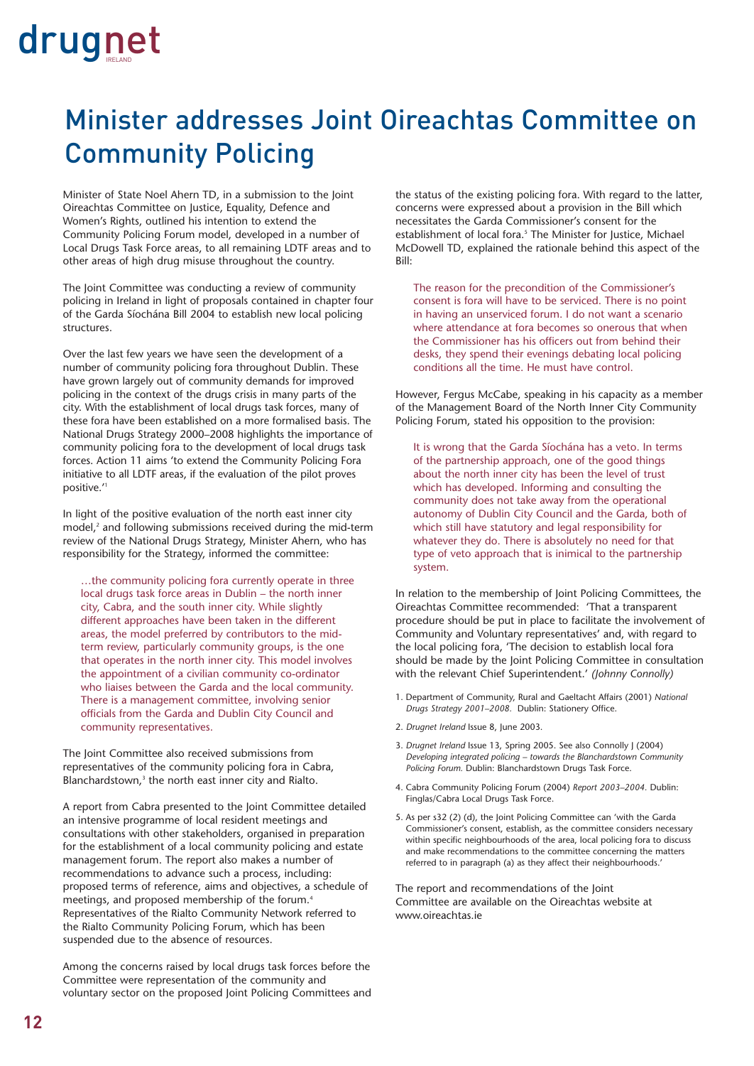# Minister addresses Joint Oireachtas Committee on Community Policing

Minister of State Noel Ahern TD, in a submission to the Joint Oireachtas Committee on Justice, Equality, Defence and Women's Rights, outlined his intention to extend the Community Policing Forum model, developed in a number of Local Drugs Task Force areas, to all remaining LDTF areas and to other areas of high drug misuse throughout the country.

The Joint Committee was conducting a review of community policing in Ireland in light of proposals contained in chapter four of the Garda Síochána Bill 2004 to establish new local policing structures.

Over the last few years we have seen the development of a number of community policing fora throughout Dublin. These have grown largely out of community demands for improved policing in the context of the drugs crisis in many parts of the city. With the establishment of local drugs task forces, many of these fora have been established on a more formalised basis. The National Drugs Strategy 2000–2008 highlights the importance of community policing fora to the development of local drugs task forces. Action 11 aims 'to extend the Community Policing Fora initiative to all LDTF areas, if the evaluation of the pilot proves positive.'[1]

In light of the positive evaluation of the north east inner city model,[2] and following submissions received during the mid-term review of the National Drugs Strategy, Minister Ahern, who has responsibility for the Strategy, informed the committee:

> …the community policing fora currently operate in three local drugs task force areas in Dublin – the north inner city, Cabra, and the south inner city. While slightly different approaches have been taken in the different areas, the model preferred by contributors to the mid-term review, particularly community groups, is the one that operates in the north inner city. This model involves the appointment of a civilian community co-ordinator who liaises between the Garda and the local community. There is a management committee, involving senior officials from the Garda and Dublin City Council and community representatives.

The Joint Committee also received submissions from representatives of the community policing fora in Cabra, Blanchardstown,[3] the north east inner city and Rialto.

A report from Cabra presented to the Joint Committee detailed an intensive programme of local resident meetings and consultations with other stakeholders, organised in preparation for the establishment of a local community policing and estate management forum. The report also makes a number of recommendations to advance such a process, including: proposed terms of reference, aims and objectives, a schedule of meetings, and proposed membership of the forum.[4] Representatives of the Rialto Community Network referred to the Rialto Community Policing Forum, which has been suspended due to the absence of resources.

Among the concerns raised by local drugs task forces before the Committee were representation of the community and voluntary sector on the proposed Joint Policing Committees and the status of the existing policing fora. With regard to the latter, concerns were expressed about a provision in the Bill which necessitates the Garda Commissioner's consent for the establishment of local fora.[5] The Minister for Justice, Michael McDowell TD, explained the rationale behind this aspect of the Bill:

> The reason for the precondition of the Commissioner's consent is fora will have to be serviced. There is no point in having an unserviced forum. I do not want a scenario where attendance at fora becomes so onerous that when the Commissioner has his officers out from behind their desks, they spend their evenings debating local policing conditions all the time. He must have control.

However, Fergus McCabe, speaking in his capacity as a member of the Management Board of the North Inner City Community Policing Forum, stated his opposition to the provision:

> It is wrong that the Garda Síochána has a veto. In terms of the partnership approach, one of the good things about the north inner city has been the level of trust which has developed. Informing and consulting the community does not take away from the operational autonomy of Dublin City Council and the Garda, both of which still have statutory and legal responsibility for whatever they do. There is absolutely no need for that type of veto approach that is inimical to the partnership system.

In relation to the membership of Joint Policing Committees, the Oireachtas Committee recommended: 'That a transparent procedure should be put in place to facilitate the involvement of Community and Voluntary representatives' and, with regard to the local policing fora, 'The decision to establish local fora should be made by the Joint Policing Committee in consultation with the relevant Chief Superintendent.' *(Johnny Connolly)*

1. Department of Community, Rural and Gaeltacht Affairs (2001) *National Drugs Strategy 2001–2008.* Dublin: Stationery Office.
2. *Drugnet Ireland* Issue 8, June 2003.
3. *Drugnet Ireland* Issue 13, Spring 2005. See also Connolly J (2004) *Developing integrated policing – towards the Blanchardstown Community Policing Forum.* Dublin: Blanchardstown Drugs Task Force.
4. Cabra Community Policing Forum (2004) *Report 2003–2004.* Dublin: Finglas/Cabra Local Drugs Task Force.
5. As per s32 (2) (d), the Joint Policing Committee can 'with the Garda Commissioner's consent, establish, as the committee considers necessary within specific neighbourhoods of the area, local policing fora to discuss and make recommendations to the committee concerning the matters referred to in paragraph (a) as they affect their neighbourhoods.'

The report and recommendations of the Joint Committee are available on the Oireachtas website at www.oireachtas.ie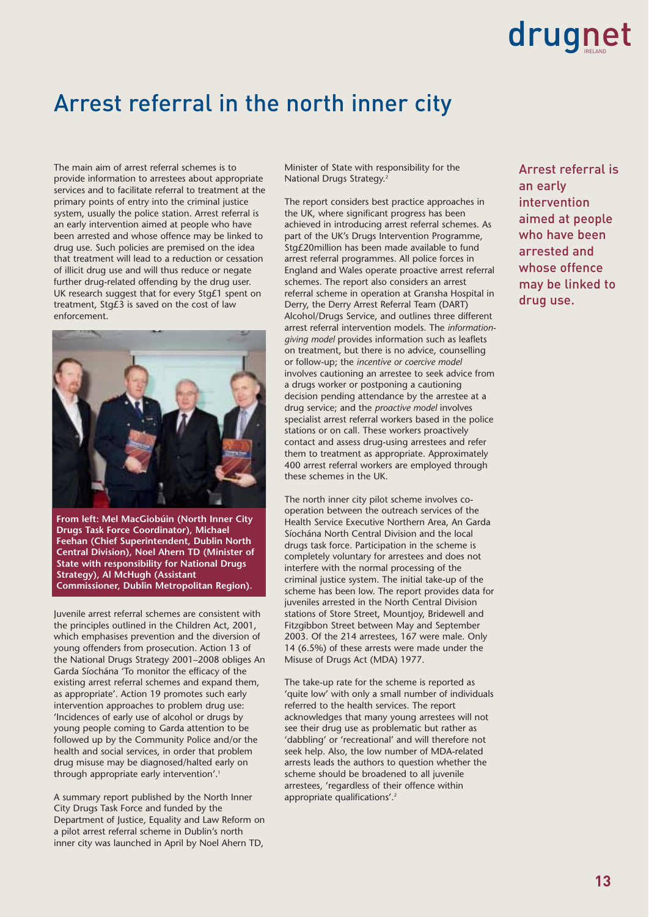# Arrest referral in the north inner city

The main aim of arrest referral schemes is to provide information to arrestees about appropriate services and to facilitate referral to treatment at the primary points of entry into the criminal justice system, usually the police station. Arrest referral is an early intervention aimed at people who have been arrested and whose offence may be linked to drug use. Such policies are premised on the idea that treatment will lead to a reduction or cessation of illicit drug use and will thus reduce or negate further drug-related offending by the drug user. UK research suggest that for every Stg£1 spent on treatment, Stg£3 is saved on the cost of law enforcement.

**From left: Mel MacGiobúin (North Inner City Drugs Task Force Coordinator), Michael Feehan (Chief Superintendent, Dublin North Central Division), Noel Ahern TD (Minister of State with responsibility for National Drugs Strategy), Al McHugh (Assistant Commissioner, Dublin Metropolitan Region).**

Juvenile arrest referral schemes are consistent with the principles outlined in the Children Act, 2001, which emphasises prevention and the diversion of young offenders from prosecution. Action 13 of the National Drugs Strategy 2001–2008 obliges An Garda Síochána 'To monitor the efficacy of the existing arrest referral schemes and expand them, as appropriate'. Action 19 promotes such early intervention approaches to problem drug use: 'Incidences of early use of alcohol or drugs by young people coming to Garda attention to be followed up by the Community Police and/or the health and social services, in order that problem drug misuse may be diagnosed/halted early on through appropriate early intervention'.[1]

A summary report published by the North Inner City Drugs Task Force and funded by the Department of Justice, Equality and Law Reform on a pilot arrest referral scheme in Dublin's north inner city was launched in April by Noel Ahern TD, Minister of State with responsibility for the National Drugs Strategy.[2]

The report considers best practice approaches in the UK, where significant progress has been achieved in introducing arrest referral schemes. As part of the UK's Drugs Intervention Programme, Stg£20million has been made available to fund arrest referral programmes. All police forces in England and Wales operate proactive arrest referral schemes. The report also considers an arrest referral scheme in operation at Gransha Hospital in Derry, the Derry Arrest Referral Team (DART) Alcohol/Drugs Service, and outlines three different arrest referral intervention models. The *information-giving model* provides information such as leaflets on treatment, but there is no advice, counselling or follow-up; the *incentive or coercive model* involves cautioning an arrestee to seek advice from a drugs worker or postponing a cautioning decision pending attendance by the arrestee at a drug service; and the *proactive model* involves specialist arrest referral workers based in the police stations or on call. These workers proactively contact and assess drug-using arrestees and refer them to treatment as appropriate. Approximately 400 arrest referral workers are employed through these schemes in the UK.

The north inner city pilot scheme involves co-operation between the outreach services of the Health Service Executive Northern Area, An Garda Síochána North Central Division and the local drugs task force. Participation in the scheme is completely voluntary for arrestees and does not interfere with the normal processing of the criminal justice system. The initial take-up of the scheme has been low. The report provides data for juveniles arrested in the North Central Division stations of Store Street, Mountjoy, Bridewell and Fitzgibbon Street between May and September 2003. Of the 214 arrestees, 167 were male. Only 14 (6.5%) of these arrests were made under the Misuse of Drugs Act (MDA) 1977.

The take-up rate for the scheme is reported as 'quite low' with only a small number of individuals referred to the health services. The report acknowledges that many young arrestees will not see their drug use as problematic but rather as 'dabbling' or 'recreational' and will therefore not seek help. Also, the low number of MDA-related arrests leads the authors to question whether the scheme should be broadened to all juvenile arrestees, 'regardless of their offence within appropriate qualifications'.[2]

Arrest referral is an early intervention aimed at people who have been arrested and whose offence may be linked to drug use.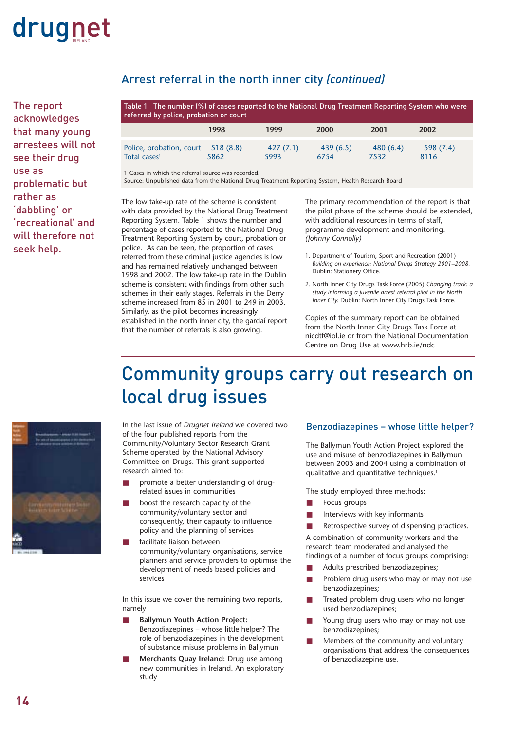## Arrest referral in the north inner city *(continued)*

The report acknowledges that many young arrestees will not see their drug use as problematic but rather as 'dabbling' or 'recreational' and will therefore not seek help.

**Table 1 The number (%) of cases reported to the National Drug Treatment Reporting System who were referred by police, probation or court**

| | 1998 | 1999 | 2000 | 2001 | 2002 |
|---|---|---|---|---|---|
| Police, probation, court | 518 (8.8) | 427 (7.1) | 439 (6.5) | 480 (6.4) | 598 (7.4) |
| Total cases[1] | 5862 | 5993 | 6754 | 7532 | 8116 |

1 Cases in which the referral source was recorded.
Source: Unpublished data from the National Drug Treatment Reporting System, Health Research Board

The low take-up rate of the scheme is consistent with data provided by the National Drug Treatment Reporting System. Table 1 shows the number and percentage of cases reported to the National Drug Treatment Reporting System by court, probation or police. As can be seen, the proportion of cases referred from these criminal justice agencies is low and has remained relatively unchanged between 1998 and 2002. The low take-up rate in the Dublin scheme is consistent with findings from other such schemes in their early stages. Referrals in the Derry scheme increased from 85 in 2001 to 249 in 2003. Similarly, as the pilot becomes increasingly established in the north inner city, the gardaí report that the number of referrals is also growing.

The primary recommendation of the report is that the pilot phase of the scheme should be extended, with additional resources in terms of staff, programme development and monitoring.
*(Johnny Connolly)*

1. Department of Tourism, Sport and Recreation (2001) *Building on experience: National Drugs Strategy 2001–2008.* Dublin: Stationery Office.
2. North Inner City Drugs Task Force (2005) *Changing track: a study informing a juvenile arrest referral pilot in the North Inner City.* Dublin: North Inner City Drugs Task Force.

Copies of the summary report can be obtained from the North Inner City Drugs Task Force at nicdtf@iol.ie or from the National Documentation Centre on Drug Use at www.hrb.ie/ndc

# Community groups carry out research on local drug issues

In the last issue of *Drugnet Ireland* we covered two of the four published reports from the Community/Voluntary Sector Research Grant Scheme operated by the National Advisory Committee on Drugs. This grant supported research aimed to:

- promote a better understanding of drug-related issues in communities
- boost the research capacity of the community/voluntary sector and consequently, their capacity to influence policy and the planning of services
- facilitate liaison between community/voluntary organisations, service planners and service providers to optimise the development of needs based policies and services

In this issue we cover the remaining two reports, namely

- **Ballymun Youth Action Project:** Benzodiazepines – whose little helper? The role of benzodiazepines in the development of substance misuse problems in Ballymun
- **Merchants Quay Ireland:** Drug use among new communities in Ireland. An exploratory study

### Benzodiazepines – whose little helper?

The Ballymun Youth Action Project explored the use and misuse of benzodiazepines in Ballymun between 2003 and 2004 using a combination of qualitative and quantitative techniques.[1]

The study employed three methods:

- Focus groups
- Interviews with key informants
- Retrospective survey of dispensing practices.

A combination of community workers and the research team moderated and analysed the findings of a number of focus groups comprising:

- Adults prescribed benzodiazepines;
- Problem drug users who may or may not use benzodiazepines;
- Treated problem drug users who no longer used benzodiazepines;
- Young drug users who may or may not use benzodiazepines;
- Members of the community and voluntary organisations that address the consequences of benzodiazepine use.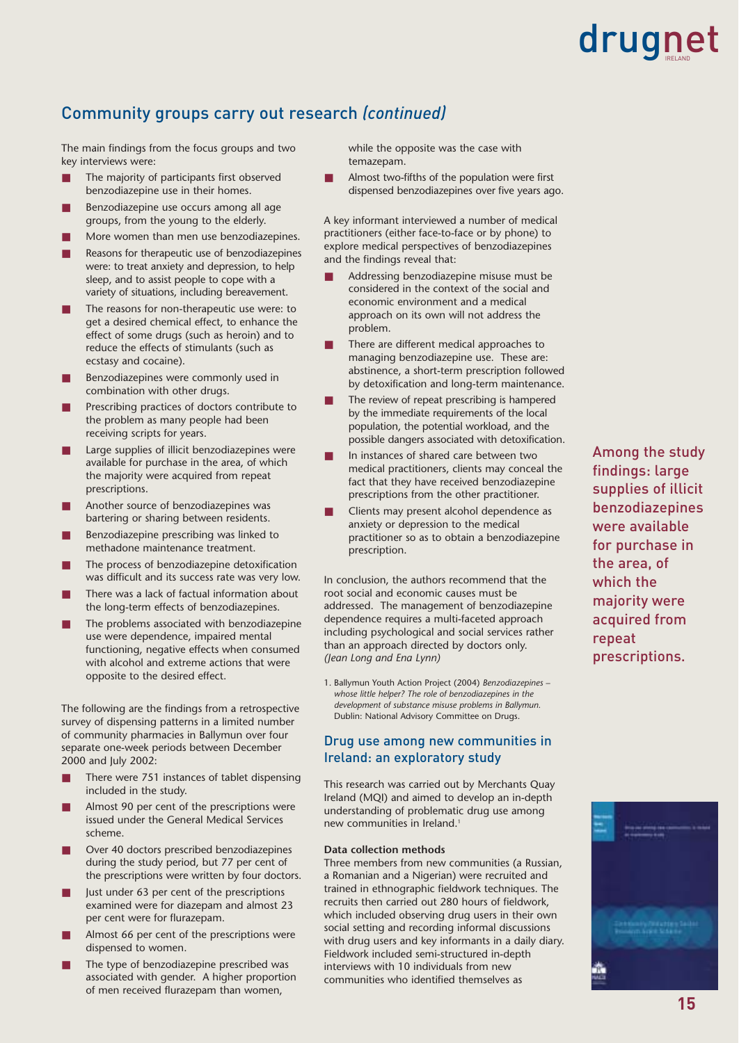## Community groups carry out research *(continued)*

The main findings from the focus groups and two key interviews were:

- The majority of participants first observed benzodiazepine use in their homes.
- Benzodiazepine use occurs among all age groups, from the young to the elderly.
- More women than men use benzodiazepines.
- Reasons for therapeutic use of benzodiazepines were: to treat anxiety and depression, to help sleep, and to assist people to cope with a variety of situations, including bereavement.
- The reasons for non-therapeutic use were: to get a desired chemical effect, to enhance the effect of some drugs (such as heroin) and to reduce the effects of stimulants (such as ecstasy and cocaine).
- Benzodiazepines were commonly used in combination with other drugs.
- Prescribing practices of doctors contribute to the problem as many people had been receiving scripts for years.
- Large supplies of illicit benzodiazepines were available for purchase in the area, of which the majority were acquired from repeat prescriptions.
- Another source of benzodiazepines was bartering or sharing between residents.
- Benzodiazepine prescribing was linked to methadone maintenance treatment.
- The process of benzodiazepine detoxification was difficult and its success rate was very low.
- There was a lack of factual information about the long-term effects of benzodiazepines.
- The problems associated with benzodiazepine use were dependence, impaired mental functioning, negative effects when consumed with alcohol and extreme actions that were opposite to the desired effect.

The following are the findings from a retrospective survey of dispensing patterns in a limited number of community pharmacies in Ballymun over four separate one-week periods between December 2000 and July 2002:

- There were 751 instances of tablet dispensing included in the study.
- Almost 90 per cent of the prescriptions were issued under the General Medical Services scheme.
- Over 40 doctors prescribed benzodiazepines during the study period, but 77 per cent of the prescriptions were written by four doctors.
- Just under 63 per cent of the prescriptions examined were for diazepam and almost 23 per cent were for flurazepam.
- Almost 66 per cent of the prescriptions were dispensed to women.
- The type of benzodiazepine prescribed was associated with gender. A higher proportion of men received flurazepam than women, while the opposite was the case with temazepam.
- Almost two-fifths of the population were first dispensed benzodiazepines over five years ago.

A key informant interviewed a number of medical practitioners (either face-to-face or by phone) to explore medical perspectives of benzodiazepines and the findings reveal that:

- Addressing benzodiazepine misuse must be considered in the context of the social and economic environment and a medical approach on its own will not address the problem.
- There are different medical approaches to managing benzodiazepine use. These are: abstinence, a short-term prescription followed by detoxification and long-term maintenance.
- The review of repeat prescribing is hampered by the immediate requirements of the local population, the potential workload, and the possible dangers associated with detoxification.
- In instances of shared care between two medical practitioners, clients may conceal the fact that they have received benzodiazepine prescriptions from the other practitioner.
- Clients may present alcohol dependence as anxiety or depression to the medical practitioner so as to obtain a benzodiazepine prescription.

In conclusion, the authors recommend that the root social and economic causes must be addressed. The management of benzodiazepine dependence requires a multi-faceted approach including psychological and social services rather than an approach directed by doctors only.
*(Jean Long and Ena Lynn)*

1. Ballymun Youth Action Project (2004) *Benzodiazepines – whose little helper? The role of benzodiazepines in the development of substance misuse problems in Ballymun.* Dublin: National Advisory Committee on Drugs.

Among the study findings: large supplies of illicit benzodiazepines were available for purchase in the area, of which the majority were acquired from repeat prescriptions.

## Drug use among new communities in Ireland: an exploratory study

This research was carried out by Merchants Quay Ireland (MQI) and aimed to develop an in-depth understanding of problematic drug use among new communities in Ireland.[1]

**Data collection methods**

Three members from new communities (a Russian, a Romanian and a Nigerian) were recruited and trained in ethnographic fieldwork techniques. The recruits then carried out 280 hours of fieldwork, which included observing drug users in their own social setting and recording informal discussions with drug users and key informants in a daily diary. Fieldwork included semi-structured in-depth interviews with 10 individuals from new communities who identified themselves as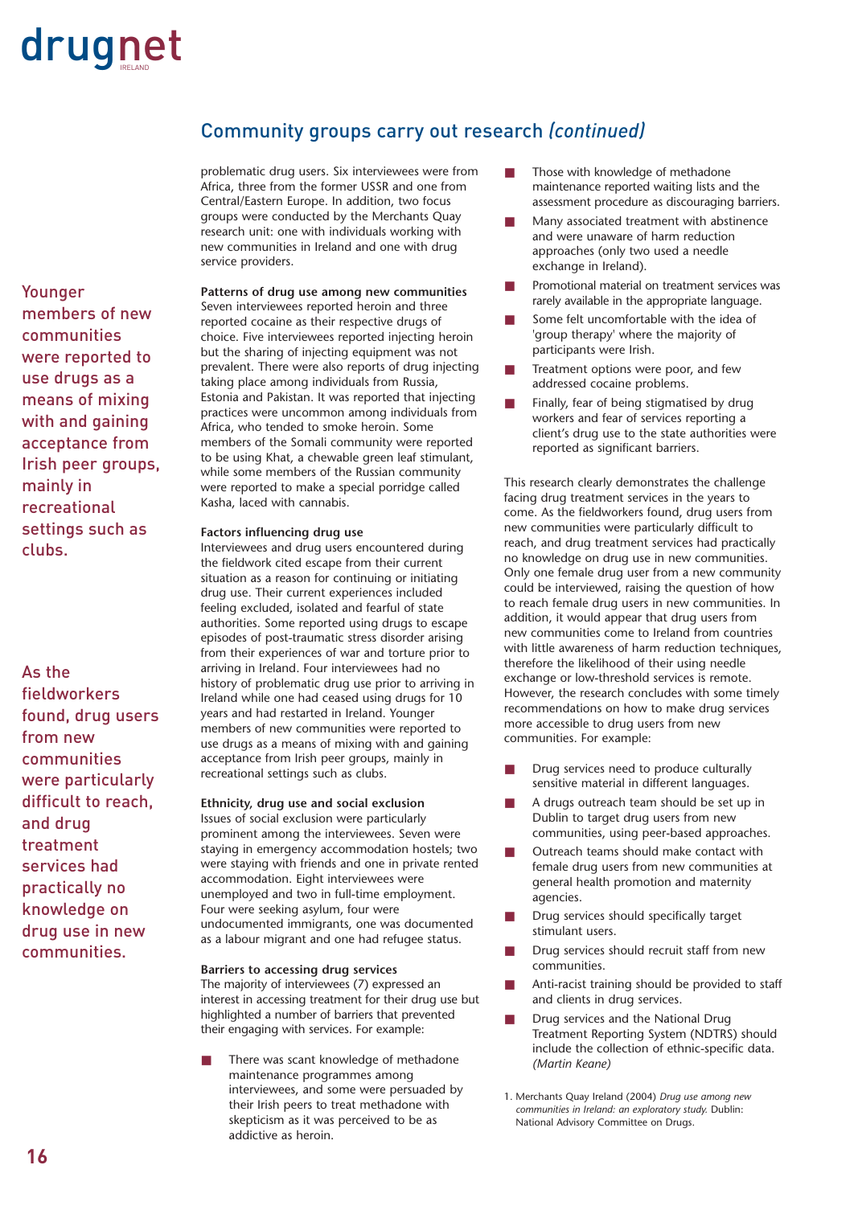## Community groups carry out research *(continued)*

problematic drug users. Six interviewees were from Africa, three from the former USSR and one from Central/Eastern Europe. In addition, two focus groups were conducted by the Merchants Quay research unit: one with individuals working with new communities in Ireland and one with drug service providers.

Younger members of new communities were reported to use drugs as a means of mixing with and gaining acceptance from Irish peer groups, mainly in recreational settings such as clubs.

**Patterns of drug use among new communities**
Seven interviewees reported heroin and three reported cocaine as their respective drugs of choice. Five interviewees reported injecting heroin but the sharing of injecting equipment was not prevalent. There were also reports of drug injecting taking place among individuals from Russia, Estonia and Pakistan. It was reported that injecting practices were uncommon among individuals from Africa, who tended to smoke heroin. Some members of the Somali community were reported to be using Khat, a chewable green leaf stimulant, while some members of the Russian community were reported to make a special porridge called Kasha, laced with cannabis.

**Factors influencing drug use**
Interviewees and drug users encountered during the fieldwork cited escape from their current situation as a reason for continuing or initiating drug use. Their current experiences included feeling excluded, isolated and fearful of state authorities. Some reported using drugs to escape episodes of post-traumatic stress disorder arising from their experiences of war and torture prior to arriving in Ireland. Four interviewees had no history of problematic drug use prior to arriving in Ireland while one had ceased using drugs for 10 years and had restarted in Ireland. Younger members of new communities were reported to use drugs as a means of mixing with and gaining acceptance from Irish peer groups, mainly in recreational settings such as clubs.

As the fieldworkers found, drug users from new communities were particularly difficult to reach, and drug treatment services had practically no knowledge on drug use in new communities.

**Ethnicity, drug use and social exclusion**
Issues of social exclusion were particularly prominent among the interviewees. Seven were staying in emergency accommodation hostels; two were staying with friends and one in private rented accommodation. Eight interviewees were unemployed and two in full-time employment. Four were seeking asylum, four were undocumented immigrants, one was documented as a labour migrant and one had refugee status.

**Barriers to accessing drug services**
The majority of interviewees (7) expressed an interest in accessing treatment for their drug use but highlighted a number of barriers that prevented their engaging with services. For example:

- There was scant knowledge of methadone maintenance programmes among interviewees, and some were persuaded by their Irish peers to treat methadone with skepticism as it was perceived to be as addictive as heroin.
- Those with knowledge of methadone maintenance reported waiting lists and the assessment procedure as discouraging barriers.
- Many associated treatment with abstinence and were unaware of harm reduction approaches (only two used a needle exchange in Ireland).
- Promotional material on treatment services was rarely available in the appropriate language.
- Some felt uncomfortable with the idea of 'group therapy' where the majority of participants were Irish.
- Treatment options were poor, and few addressed cocaine problems.
- Finally, fear of being stigmatised by drug workers and fear of services reporting a client's drug use to the state authorities were reported as significant barriers.

This research clearly demonstrates the challenge facing drug treatment services in the years to come. As the fieldworkers found, drug users from new communities were particularly difficult to reach, and drug treatment services had practically no knowledge on drug use in new communities. Only one female drug user from a new community could be interviewed, raising the question of how to reach female drug users in new communities. In addition, it would appear that drug users from new communities come to Ireland from countries with little awareness of harm reduction techniques, therefore the likelihood of their using needle exchange or low-threshold services is remote. However, the research concludes with some timely recommendations on how to make drug services more accessible to drug users from new communities. For example:

- Drug services need to produce culturally sensitive material in different languages.
- A drugs outreach team should be set up in Dublin to target drug users from new communities, using peer-based approaches.
- Outreach teams should make contact with female drug users from new communities at general health promotion and maternity agencies.
- Drug services should specifically target stimulant users.
- Drug services should recruit staff from new communities.
- Anti-racist training should be provided to staff and clients in drug services.
- Drug services and the National Drug Treatment Reporting System (NDTRS) should include the collection of ethnic-specific data. *(Martin Keane)*

1. Merchants Quay Ireland (2004) *Drug use among new communities in Ireland: an exploratory study.* Dublin: National Advisory Committee on Drugs.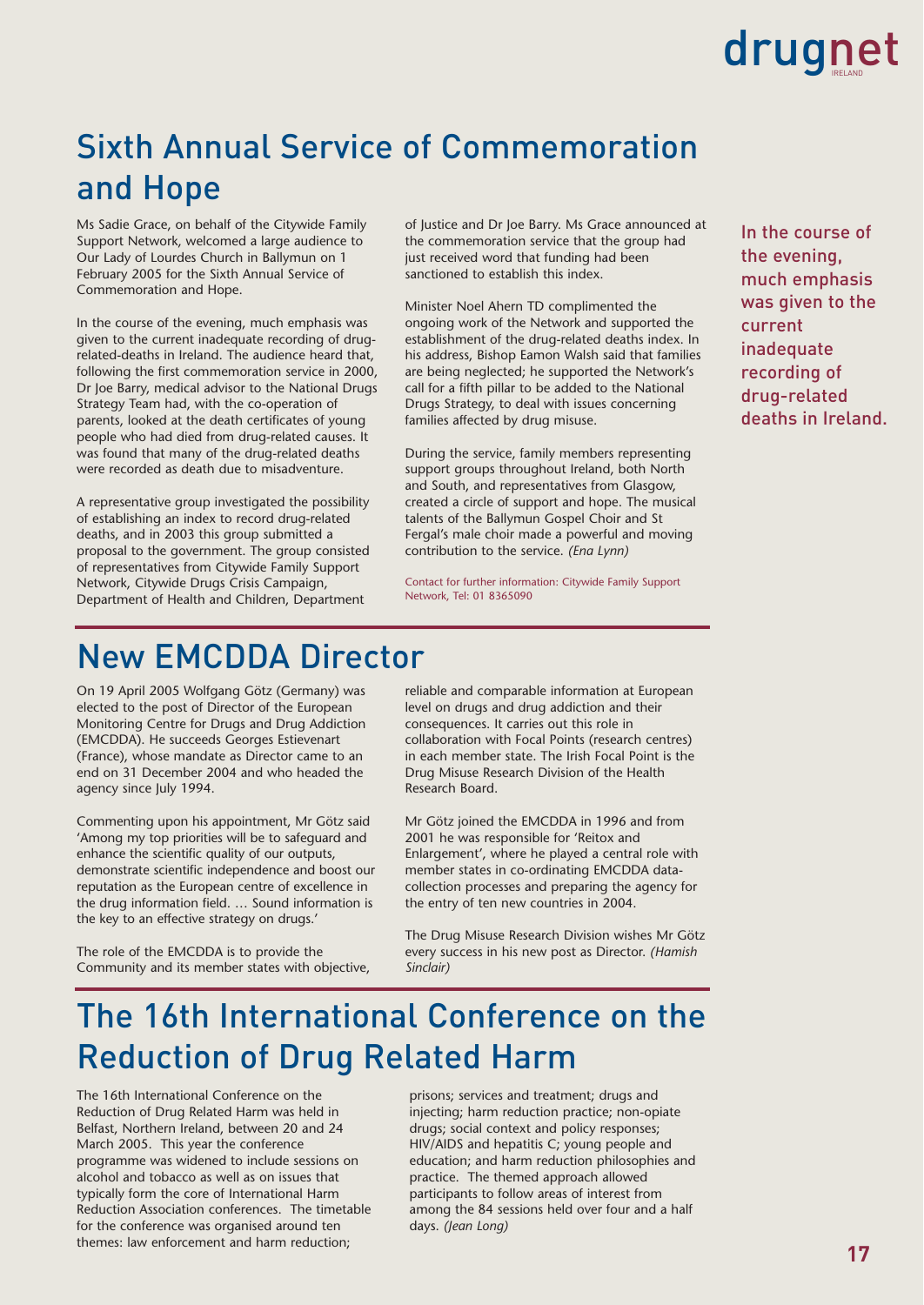# Sixth Annual Service of Commemoration and Hope

Ms Sadie Grace, on behalf of the Citywide Family Support Network, welcomed a large audience to Our Lady of Lourdes Church in Ballymun on 1 February 2005 for the Sixth Annual Service of Commemoration and Hope.

In the course of the evening, much emphasis was given to the current inadequate recording of drug-related-deaths in Ireland. The audience heard that, following the first commemoration service in 2000, Dr Joe Barry, medical advisor to the National Drugs Strategy Team had, with the co-operation of parents, looked at the death certificates of young people who had died from drug-related causes. It was found that many of the drug-related deaths were recorded as death due to misadventure.

A representative group investigated the possibility of establishing an index to record drug-related deaths, and in 2003 this group submitted a proposal to the government. The group consisted of representatives from Citywide Family Support Network, Citywide Drugs Crisis Campaign, Department of Health and Children, Department of Justice and Dr Joe Barry. Ms Grace announced at the commemoration service that the group had just received word that funding had been sanctioned to establish this index.

Minister Noel Ahern TD complimented the ongoing work of the Network and supported the establishment of the drug-related deaths index. In his address, Bishop Eamon Walsh said that families are being neglected; he supported the Network's call for a fifth pillar to be added to the National Drugs Strategy, to deal with issues concerning families affected by drug misuse.

During the service, family members representing support groups throughout Ireland, both North and South, and representatives from Glasgow, created a circle of support and hope. The musical talents of the Ballymun Gospel Choir and St Fergal's male choir made a powerful and moving contribution to the service. *(Ena Lynn)*

Contact for further information: Citywide Family Support Network, Tel: 01 8365090

> In the course of the evening, much emphasis was given to the current inadequate recording of drug-related deaths in Ireland.

# New EMCDDA Director

On 19 April 2005 Wolfgang Götz (Germany) was elected to the post of Director of the European Monitoring Centre for Drugs and Drug Addiction (EMCDDA). He succeeds Georges Estievenart (France), whose mandate as Director came to an end on 31 December 2004 and who headed the agency since July 1994.

Commenting upon his appointment, Mr Götz said 'Among my top priorities will be to safeguard and enhance the scientific quality of our outputs, demonstrate scientific independence and boost our reputation as the European centre of excellence in the drug information field. … Sound information is the key to an effective strategy on drugs.'

The role of the EMCDDA is to provide the Community and its member states with objective, reliable and comparable information at European level on drugs and drug addiction and their consequences. It carries out this role in collaboration with Focal Points (research centres) in each member state. The Irish Focal Point is the Drug Misuse Research Division of the Health Research Board.

Mr Götz joined the EMCDDA in 1996 and from 2001 he was responsible for 'Reitox and Enlargement', where he played a central role with member states in co-ordinating EMCDDA data-collection processes and preparing the agency for the entry of ten new countries in 2004.

The Drug Misuse Research Division wishes Mr Götz every success in his new post as Director. *(Hamish Sinclair)*

# The 16th International Conference on the Reduction of Drug Related Harm

The 16th International Conference on the Reduction of Drug Related Harm was held in Belfast, Northern Ireland, between 20 and 24 March 2005. This year the conference programme was widened to include sessions on alcohol and tobacco as well as on issues that typically form the core of International Harm Reduction Association conferences. The timetable for the conference was organised around ten themes: law enforcement and harm reduction; prisons; services and treatment; drugs and injecting; harm reduction practice; non-opiate drugs; social context and policy responses; HIV/AIDS and hepatitis C; young people and education; and harm reduction philosophies and practice. The themed approach allowed participants to follow areas of interest from among the 84 sessions held over four and a half days. *(Jean Long)*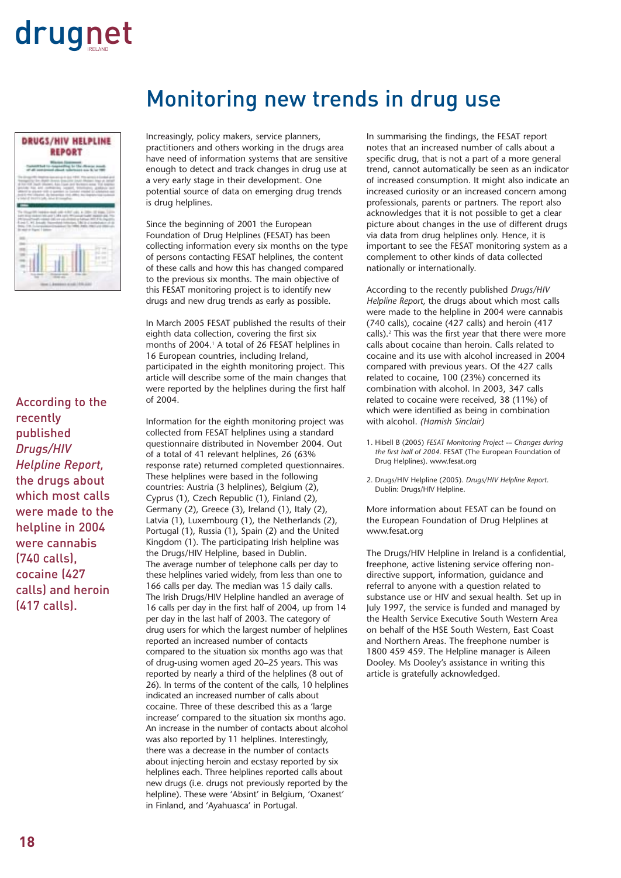# Monitoring new trends in drug use

Increasingly, policy makers, service planners, practitioners and others working in the drugs area have need of information systems that are sensitive enough to detect and track changes in drug use at a very early stage in their development. One potential source of data on emerging drug trends is drug helplines.

Since the beginning of 2001 the European Foundation of Drug Helplines (FESAT) has been collecting information every six months on the type of persons contacting FESAT helplines, the content of these calls and how this has changed compared to the previous six months. The main objective of this FESAT monitoring project is to identify new drugs and new drug trends as early as possible.

In March 2005 FESAT published the results of their eighth data collection, covering the first six months of 2004.[1] A total of 26 FESAT helplines in 16 European countries, including Ireland, participated in the eighth monitoring project. This article will describe some of the main changes that were reported by the helplines during the first half of 2004.

Information for the eighth monitoring project was collected from FESAT helplines using a standard questionnaire distributed in November 2004. Out of a total of 41 relevant helplines, 26 (63% response rate) returned completed questionnaires. These helplines were based in the following countries: Austria (3 helplines), Belgium (2), Cyprus (1), Czech Republic (1), Finland (2), Germany (2), Greece (3), Ireland (1), Italy (2), Latvia (1), Luxembourg (1), the Netherlands (2), Portugal (1), Russia (1), Spain (2) and the United Kingdom (1). The participating Irish helpline was the Drugs/HIV Helpline, based in Dublin.
The average number of telephone calls per day to these helplines varied widely, from less than one to 166 calls per day. The median was 15 daily calls. The Irish Drugs/HIV Helpline handled an average of 16 calls per day in the first half of 2004, up from 14 per day in the last half of 2003. The category of drug users for which the largest number of helplines reported an increased number of contacts compared to the situation six months ago was that of drug-using women aged 20–25 years. This was reported by nearly a third of the helplines (8 out of 26). In terms of the content of the calls, 10 helplines indicated an increased number of calls about cocaine. Three of these described this as a 'large increase' compared to the situation six months ago. An increase in the number of contacts about alcohol was also reported by 11 helplines. Interestingly, there was a decrease in the number of contacts about injecting heroin and ecstasy reported by six helplines each. Three helplines reported calls about new drugs (i.e. drugs not previously reported by the helpline). These were 'Absint' in Belgium, 'Oxanest' in Finland, and 'Ayahuasca' in Portugal.

In summarising the findings, the FESAT report notes that an increased number of calls about a specific drug, that is not a part of a more general trend, cannot automatically be seen as an indicator of increased consumption. It might also indicate an increased curiosity or an increased concern among professionals, parents or partners. The report also acknowledges that it is not possible to get a clear picture about changes in the use of different drugs via data from drug helplines only. Hence, it is important to see the FESAT monitoring system as a complement to other kinds of data collected nationally or internationally.

According to the recently published *Drugs/HIV Helpline Report,* the drugs about which most calls were made to the helpline in 2004 were cannabis (740 calls), cocaine (427 calls) and heroin (417 calls).[2] This was the first year that there were more calls about cocaine than heroin. Calls related to cocaine and its use with alcohol increased in 2004 compared with previous years. Of the 427 calls related to cocaine, 100 (23%) concerned its combination with alcohol. In 2003, 347 calls related to cocaine were received, 38 (11%) of which were identified as being in combination with alcohol. *(Hamish Sinclair)*

According to the recently published *Drugs/HIV Helpline Report*, the drugs about which most calls were made to the helpline in 2004 were cannabis (740 calls), cocaine (427 calls) and heroin (417 calls).

1. Hibell B (2005) *FESAT Monitoring Project –- Changes during the first half of 2004.* FESAT (The European Foundation of Drug Helplines). www.fesat.org

2. Drugs/HIV Helpline (2005). *Drugs/HIV Helpline Report.* Dublin: Drugs/HIV Helpline.

More information about FESAT can be found on the European Foundation of Drug Helplines at www.fesat.org

The Drugs/HIV Helpline in Ireland is a confidential, freephone, active listening service offering non-directive support, information, guidance and referral to anyone with a question related to substance use or HIV and sexual health. Set up in July 1997, the service is funded and managed by the Health Service Executive South Western Area on behalf of the HSE South Western, East Coast and Northern Areas. The freephone number is 1800 459 459. The Helpline manager is Aileen Dooley. Ms Dooley's assistance in writing this article is gratefully acknowledged.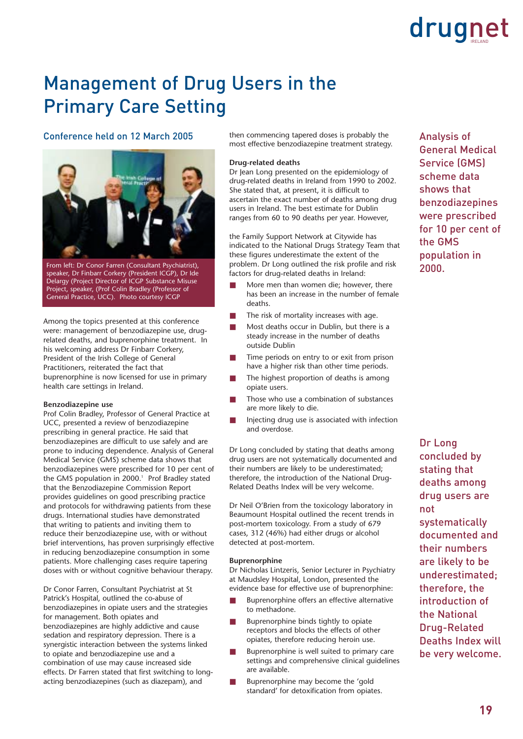# Management of Drug Users in the Primary Care Setting

## Conference held on 12 March 2005

From left: Dr Conor Farren (Consultant Psychiatrist), speaker, Dr Finbarr Corkery (President ICGP), Dr Ide Delargy (Project Director of ICGP Substance Misuse Project, speaker, (Prof Colin Bradley (Professor of General Practice, UCC). Photo courtesy ICGP

Among the topics presented at this conference were: management of benzodiazepine use, drug-related deaths, and buprenorphine treatment. In his welcoming address Dr Finbarr Corkery, President of the Irish College of General Practitioners, reiterated the fact that buprenorphine is now licensed for use in primary health care settings in Ireland.

**Benzodiazepine use**

Prof Colin Bradley, Professor of General Practice at UCC, presented a review of benzodiazepine prescribing in general practice. He said that benzodiazepines are difficult to use safely and are prone to inducing dependence. Analysis of General Medical Service (GMS) scheme data shows that benzodiazepines were prescribed for 10 per cent of the GMS population in 2000.[1] Prof Bradley stated that the Benzodiazepine Commission Report provides guidelines on good prescribing practice and protocols for withdrawing patients from these drugs. International studies have demonstrated that writing to patients and inviting them to reduce their benzodiazepine use, with or without brief interventions, has proven surprisingly effective in reducing benzodiazepine consumption in some patients. More challenging cases require tapering doses with or without cognitive behaviour therapy.

Dr Conor Farren, Consultant Psychiatrist at St Patrick's Hospital, outlined the co-abuse of benzodiazepines in opiate users and the strategies for management. Both opiates and benzodiazepines are highly addictive and cause sedation and respiratory depression. There is a synergistic interaction between the systems linked to opiate and benzodiazepine use and a combination of use may cause increased side effects. Dr Farren stated that first switching to long-acting benzodiazepines (such as diazepam), and then commencing tapered doses is probably the most effective benzodiazepine treatment strategy.

**Drug-related deaths**

Dr Jean Long presented on the epidemiology of drug-related deaths in Ireland from 1990 to 2002. She stated that, at present, it is difficult to ascertain the exact number of deaths among drug users in Ireland. The best estimate for Dublin ranges from 60 to 90 deaths per year. However, the Family Support Network at Citywide has indicated to the National Drugs Strategy Team that these figures underestimate the extent of the problem. Dr Long outlined the risk profile and risk factors for drug-related deaths in Ireland:

- More men than women die; however, there has been an increase in the number of female deaths.
- The risk of mortality increases with age.
- Most deaths occur in Dublin, but there is a steady increase in the number of deaths outside Dublin
- Time periods on entry to or exit from prison have a higher risk than other time periods.
- The highest proportion of deaths is among opiate users.
- Those who use a combination of substances are more likely to die.
- Injecting drug use is associated with infection and overdose.

Dr Long concluded by stating that deaths among drug users are not systematically documented and their numbers are likely to be underestimated; therefore, the introduction of the National Drug-Related Deaths Index will be very welcome.

Dr Neil O'Brien from the toxicology laboratory in Beaumount Hospital outlined the recent trends in post-mortem toxicology. From a study of 679 cases, 312 (46%) had either drugs or alcohol detected at post-mortem.

**Buprenorphine**

Dr Nicholas Lintzeris, Senior Lecturer in Psychiatry at Maudsley Hospital, London, presented the evidence base for effective use of buprenorphine:

- Buprenorphine offers an effective alternative to methadone.
- Buprenorphine binds tightly to opiate receptors and blocks the effects of other opiates, therefore reducing heroin use.
- Buprenorphine is well suited to primary care settings and comprehensive clinical guidelines are available.
- Buprenorphine may become the 'gold standard' for detoxification from opiates.

Analysis of General Medical Service (GMS) scheme data shows that benzodiazepines were prescribed for 10 per cent of the GMS population in 2000.

Dr Long concluded by stating that deaths among drug users are not systematically documented and their numbers are likely to be underestimated; therefore, the introduction of the National Drug-Related Deaths Index will be very welcome.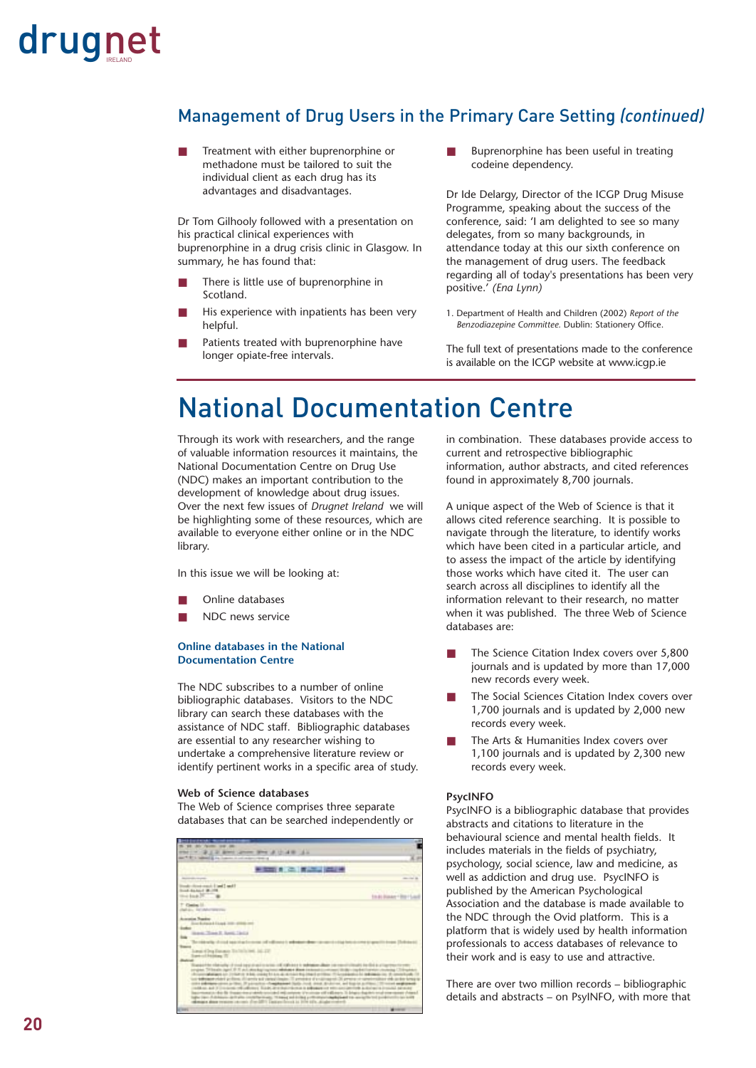## Management of Drug Users in the Primary Care Setting *(continued)*

- Treatment with either buprenorphine or methadone must be tailored to suit the individual client as each drug has its advantages and disadvantages.

Dr Tom Gilhooly followed with a presentation on his practical clinical experiences with buprenorphine in a drug crisis clinic in Glasgow. In summary, he has found that:

- There is little use of buprenorphine in Scotland.
- His experience with inpatients has been very helpful.
- Patients treated with buprenorphine have longer opiate-free intervals.
- Buprenorphine has been useful in treating codeine dependency.

Dr Ide Delargy, Director of the ICGP Drug Misuse Programme, speaking about the success of the conference, said: 'I am delighted to see so many delegates, from so many backgrounds, in attendance today at this our sixth conference on the management of drug users. The feedback regarding all of today's presentations has been very positive.' *(Ena Lynn)*

1. Department of Health and Children (2002) *Report of the Benzodiazepine Committee.* Dublin: Stationery Office.

The full text of presentations made to the conference is available on the ICGP website at www.icgp.ie

# National Documentation Centre

Through its work with researchers, and the range of valuable information resources it maintains, the National Documentation Centre on Drug Use (NDC) makes an important contribution to the development of knowledge about drug issues. Over the next few issues of *Drugnet Ireland* we will be highlighting some of these resources, which are available to everyone either online or in the NDC library.

In this issue we will be looking at:

- Online databases
- NDC news service

### Online databases in the National Documentation Centre

The NDC subscribes to a number of online bibliographic databases. Visitors to the NDC library can search these databases with the assistance of NDC staff. Bibliographic databases are essential to any researcher wishing to undertake a comprehensive literature review or identify pertinent works in a specific area of study.

**Web of Science databases**
The Web of Science comprises three separate databases that can be searched independently or in combination. These databases provide access to current and retrospective bibliographic information, author abstracts, and cited references found in approximately 8,700 journals.

A unique aspect of the Web of Science is that it allows cited reference searching. It is possible to navigate through the literature, to identify works which have been cited in a particular article, and to assess the impact of the article by identifying those works which have cited it. The user can search across all disciplines to identify all the information relevant to their research, no matter when it was published. The three Web of Science databases are:

- The Science Citation Index covers over 5,800 journals and is updated by more than 17,000 new records every week.
- The Social Sciences Citation Index covers over 1,700 journals and is updated by 2,000 new records every week.
- The Arts & Humanities Index covers over 1,100 journals and is updated by 2,300 new records every week.

**PsycINFO**
PsycINFO is a bibliographic database that provides abstracts and citations to literature in the behavioural science and mental health fields. It includes materials in the fields of psychiatry, psychology, social science, law and medicine, as well as addiction and drug use. PsycINFO is published by the American Psychological Association and the database is made available to the NDC through the Ovid platform. This is a platform that is widely used by health information professionals to access databases of relevance to their work and is easy to use and attractive.

There are over two million records – bibliographic details and abstracts – on PsyINFO, with more that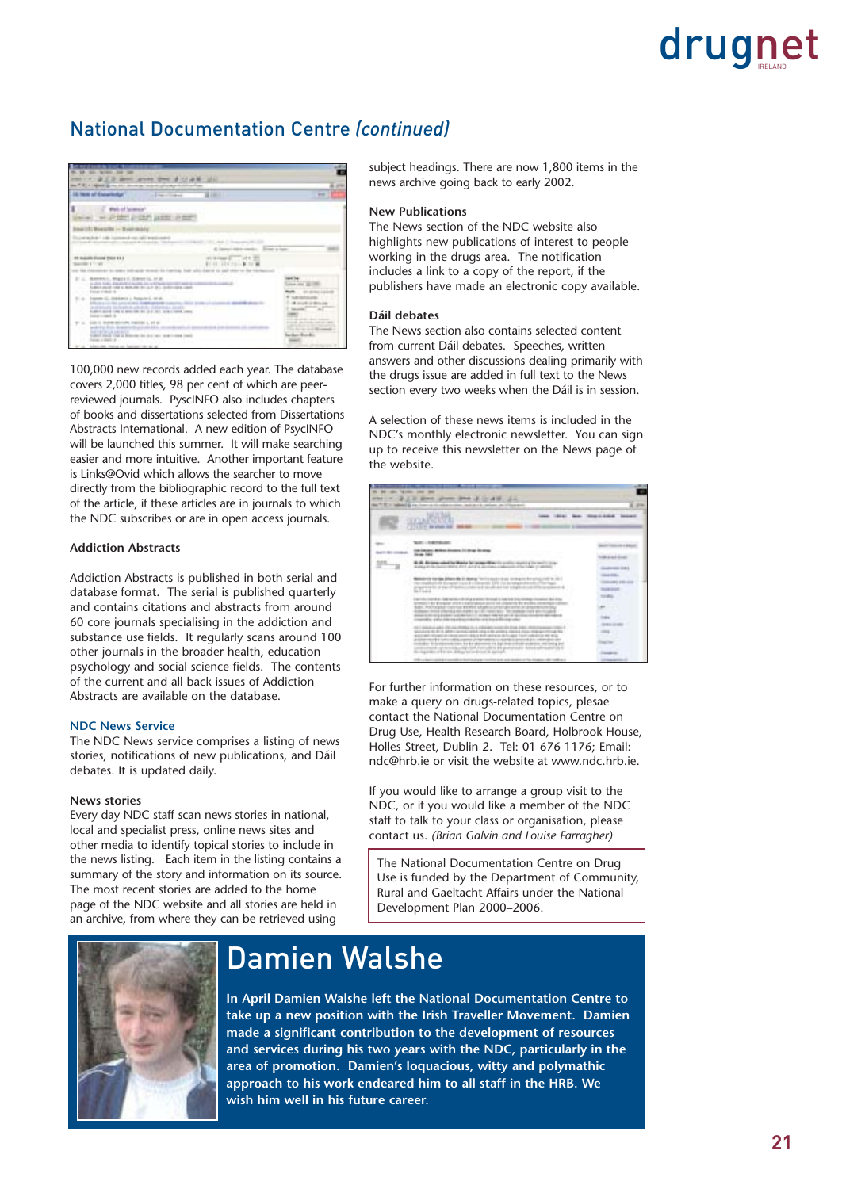## National Documentation Centre *(continued)*

100,000 new records added each year. The database covers 2,000 titles, 98 per cent of which are peer-reviewed journals. PyscINFO also includes chapters of books and dissertations selected from Dissertations Abstracts International. A new edition of PsycINFO will be launched this summer. It will make searching easier and more intuitive. Another important feature is Links@Ovid which allows the searcher to move directly from the bibliographic record to the full text of the article, if these articles are in journals to which the NDC subscribes or are in open access journals.

### Addiction Abstracts

Addiction Abstracts is published in both serial and database format. The serial is published quarterly and contains citations and abstracts from around 60 core journals specialising in the addiction and substance use fields. It regularly scans around 100 other journals in the broader health, education psychology and social science fields. The contents of the current and all back issues of Addiction Abstracts are available on the database.

### NDC News Service

The NDC News service comprises a listing of news stories, notifications of new publications, and Dáil debates. It is updated daily.

#### News stories

Every day NDC staff scan news stories in national, local and specialist press, online news sites and other media to identify topical stories to include in the news listing. Each item in the listing contains a summary of the story and information on its source. The most recent stories are added to the home page of the NDC website and all stories are held in an archive, from where they can be retrieved using subject headings. There are now 1,800 items in the news archive going back to early 2002.

#### New Publications

The News section of the NDC website also highlights new publications of interest to people working in the drugs area. The notification includes a link to a copy of the report, if the publishers have made an electronic copy available.

#### Dáil debates

The News section also contains selected content from current Dáil debates. Speeches, written answers and other discussions dealing primarily with the drugs issue are added in full text to the News section every two weeks when the Dáil is in session.

A selection of these news items is included in the NDC's monthly electronic newsletter. You can sign up to receive this newsletter on the News page of the website.

For further information on these resources, or to make a query on drugs-related topics, plesae contact the National Documentation Centre on Drug Use, Health Research Board, Holbrook House, Holles Street, Dublin 2. Tel: 01 676 1176; Email: ndc@hrb.ie or visit the website at www.ndc.hrb.ie.

If you would like to arrange a group visit to the NDC, or if you would like a member of the NDC staff to talk to your class or organisation, please contact us. *(Brian Galvin and Louise Farragher)*

> The National Documentation Centre on Drug Use is funded by the Department of Community, Rural and Gaeltacht Affairs under the National Development Plan 2000–2006.

## Damien Walshe

**In April Damien Walshe left the National Documentation Centre to take up a new position with the Irish Traveller Movement. Damien made a significant contribution to the development of resources and services during his two years with the NDC, particularly in the area of promotion. Damien's loquacious, witty and polymathic approach to his work endeared him to all staff in the HRB. We wish him well in his future career.**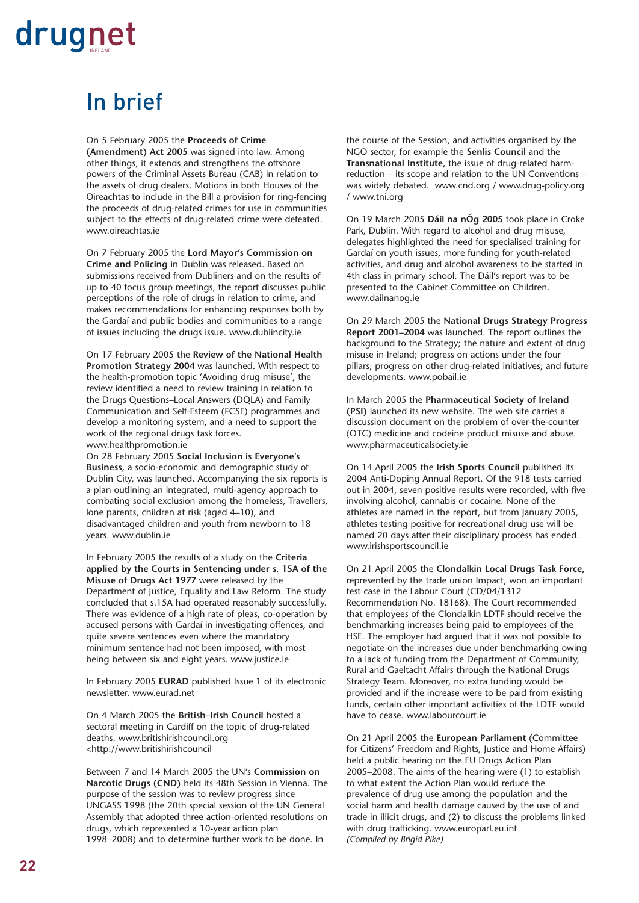# In brief

On 5 February 2005 the **Proceeds of Crime (Amendment) Act 2005** was signed into law. Among other things, it extends and strengthens the offshore powers of the Criminal Assets Bureau (CAB) in relation to the assets of drug dealers. Motions in both Houses of the Oireachtas to include in the Bill a provision for ring-fencing the proceeds of drug-related crimes for use in communities subject to the effects of drug-related crime were defeated. www.oireachtas.ie

On 7 February 2005 the **Lord Mayor's Commission on Crime and Policing** in Dublin was released. Based on submissions received from Dubliners and on the results of up to 40 focus group meetings, the report discusses public perceptions of the role of drugs in relation to crime, and makes recommendations for enhancing responses both by the Gardaí and public bodies and communities to a range of issues including the drugs issue. www.dublincity.ie

On 17 February 2005 the **Review of the National Health Promotion Strategy 2004** was launched. With respect to the health-promotion topic 'Avoiding drug misuse', the review identified a need to review training in relation to the Drugs Questions–Local Answers (DQLA) and Family Communication and Self-Esteem (FCSE) programmes and develop a monitoring system, and a need to support the work of the regional drugs task forces. www.healthpromotion.ie

On 28 February 2005 **Social Inclusion is Everyone's Business,** a socio-economic and demographic study of Dublin City, was launched. Accompanying the six reports is a plan outlining an integrated, multi-agency approach to combating social exclusion among the homeless, Travellers, lone parents, children at risk (aged 4–10), and disadvantaged children and youth from newborn to 18 years. www.dublin.ie

In February 2005 the results of a study on the **Criteria applied by the Courts in Sentencing under s. 15A of the Misuse of Drugs Act 1977** were released by the Department of Justice, Equality and Law Reform. The study concluded that s.15A had operated reasonably successfully. There was evidence of a high rate of pleas, co-operation by accused persons with Gardaí in investigating offences, and quite severe sentences even where the mandatory minimum sentence had not been imposed, with most being between six and eight years. www.justice.ie

In February 2005 **EURAD** published Issue 1 of its electronic newsletter. www.eurad.net

On 4 March 2005 the **British–Irish Council** hosted a sectoral meeting in Cardiff on the topic of drug-related deaths. www.britishirishcouncil.org <http://www.britishirishcouncil

Between 7 and 14 March 2005 the UN's **Commission on Narcotic Drugs (CND)** held its 48th Session in Vienna. The purpose of the session was to review progress since UNGASS 1998 (the 20th special session of the UN General Assembly that adopted three action-oriented resolutions on drugs, which represented a 10-year action plan 1998–2008) and to determine further work to be done. In the course of the Session, and activities organised by the NGO sector, for example the **Senlis Council** and the **Transnational Institute,** the issue of drug-related harm-reduction – its scope and relation to the UN Conventions – was widely debated. www.cnd.org / www.drug-policy.org / www.tni.org

On 19 March 2005 **Dáil na nÓg 2005** took place in Croke Park, Dublin. With regard to alcohol and drug misuse, delegates highlighted the need for specialised training for Gardaí on youth issues, more funding for youth-related activities, and drug and alcohol awareness to be started in 4th class in primary school. The Dáil's report was to be presented to the Cabinet Committee on Children. www.dailnanog.ie

On 29 March 2005 the **National Drugs Strategy Progress Report 2001–2004** was launched. The report outlines the background to the Strategy; the nature and extent of drug misuse in Ireland; progress on actions under the four pillars; progress on other drug-related initiatives; and future developments. www.pobail.ie

In March 2005 the **Pharmaceutical Society of Ireland (PSI)** launched its new website. The web site carries a discussion document on the problem of over-the-counter (OTC) medicine and codeine product misuse and abuse. www.pharmaceuticalsociety.ie

On 14 April 2005 the **Irish Sports Council** published its 2004 Anti-Doping Annual Report. Of the 918 tests carried out in 2004, seven positive results were recorded, with five involving alcohol, cannabis or cocaine. None of the athletes are named in the report, but from January 2005, athletes testing positive for recreational drug use will be named 20 days after their disciplinary process has ended. www.irishsportscouncil.ie

On 21 April 2005 the **Clondalkin Local Drugs Task Force,** represented by the trade union Impact, won an important test case in the Labour Court (CD/04/1312 Recommendation No. 18168). The Court recommended that employees of the Clondalkin LDTF should receive the benchmarking increases being paid to employees of the HSE. The employer had argued that it was not possible to negotiate on the increases due under benchmarking owing to a lack of funding from the Department of Community, Rural and Gaeltacht Affairs through the National Drugs Strategy Team. Moreover, no extra funding would be provided and if the increase were to be paid from existing funds, certain other important activities of the LDTF would have to cease. www.labourcourt.ie

On 21 April 2005 the **European Parliament** (Committee for Citizens' Freedom and Rights, Justice and Home Affairs) held a public hearing on the EU Drugs Action Plan 2005–2008. The aims of the hearing were (1) to establish to what extent the Action Plan would reduce the prevalence of drug use among the population and the social harm and health damage caused by the use of and trade in illicit drugs, and (2) to discuss the problems linked with drug trafficking. www.europarl.eu.int

*(Compiled by Brigid Pike)*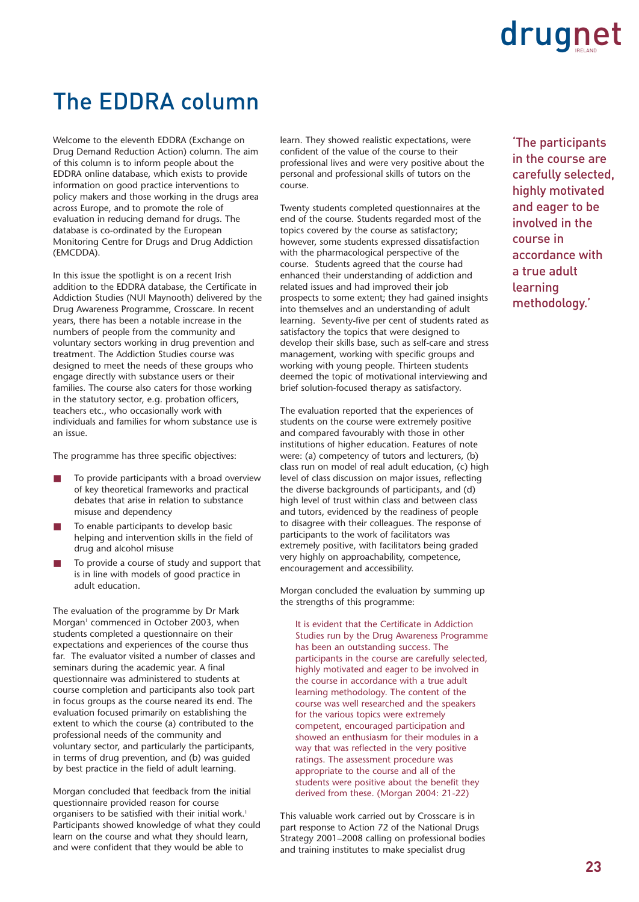# The EDDRA column

Welcome to the eleventh EDDRA (Exchange on Drug Demand Reduction Action) column. The aim of this column is to inform people about the EDDRA online database, which exists to provide information on good practice interventions to policy makers and those working in the drugs area across Europe, and to promote the role of evaluation in reducing demand for drugs. The database is co-ordinated by the European Monitoring Centre for Drugs and Drug Addiction (EMCDDA).

In this issue the spotlight is on a recent Irish addition to the EDDRA database, the Certificate in Addiction Studies (NUI Maynooth) delivered by the Drug Awareness Programme, Crosscare. In recent years, there has been a notable increase in the numbers of people from the community and voluntary sectors working in drug prevention and treatment. The Addiction Studies course was designed to meet the needs of these groups who engage directly with substance users or their families. The course also caters for those working in the statutory sector, e.g. probation officers, teachers etc., who occasionally work with individuals and families for whom substance use is an issue.

The programme has three specific objectives:

- To provide participants with a broad overview of key theoretical frameworks and practical debates that arise in relation to substance misuse and dependency
- To enable participants to develop basic helping and intervention skills in the field of drug and alcohol misuse
- To provide a course of study and support that is in line with models of good practice in adult education.

The evaluation of the programme by Dr Mark Morgan[1] commenced in October 2003, when students completed a questionnaire on their expectations and experiences of the course thus far. The evaluator visited a number of classes and seminars during the academic year. A final questionnaire was administered to students at course completion and participants also took part in focus groups as the course neared its end. The evaluation focused primarily on establishing the extent to which the course (a) contributed to the professional needs of the community and voluntary sector, and particularly the participants, in terms of drug prevention, and (b) was guided by best practice in the field of adult learning.

Morgan concluded that feedback from the initial questionnaire provided reason for course organisers to be satisfied with their initial work.[1] Participants showed knowledge of what they could learn on the course and what they should learn, and were confident that they would be able to learn. They showed realistic expectations, were confident of the value of the course to their professional lives and were very positive about the personal and professional skills of tutors on the course.

Twenty students completed questionnaires at the end of the course. Students regarded most of the topics covered by the course as satisfactory; however, some students expressed dissatisfaction with the pharmacological perspective of the course. Students agreed that the course had enhanced their understanding of addiction and related issues and had improved their job prospects to some extent; they had gained insights into themselves and an understanding of adult learning. Seventy-five per cent of students rated as satisfactory the topics that were designed to develop their skills base, such as self-care and stress management, working with specific groups and working with young people. Thirteen students deemed the topic of motivational interviewing and brief solution-focused therapy as satisfactory.

The evaluation reported that the experiences of students on the course were extremely positive and compared favourably with those in other institutions of higher education. Features of note were: (a) competency of tutors and lecturers, (b) class run on model of real adult education, (c) high level of class discussion on major issues, reflecting the diverse backgrounds of participants, and (d) high level of trust within class and between class and tutors, evidenced by the readiness of people to disagree with their colleagues. The response of participants to the work of facilitators was extremely positive, with facilitators being graded very highly on approachability, competence, encouragement and accessibility.

Morgan concluded the evaluation by summing up the strengths of this programme:

> It is evident that the Certificate in Addiction Studies run by the Drug Awareness Programme has been an outstanding success. The participants in the course are carefully selected, highly motivated and eager to be involved in the course in accordance with a true adult learning methodology. The content of the course was well researched and the speakers for the various topics were extremely competent, encouraged participation and showed an enthusiasm for their modules in a way that was reflected in the very positive ratings. The assessment procedure was appropriate to the course and all of the students were positive about the benefit they derived from these. (Morgan 2004: 21-22)

This valuable work carried out by Crosscare is in part response to Action 72 of the National Drugs Strategy 2001–2008 calling on professional bodies and training institutes to make specialist drug

> 'The participants in the course are carefully selected, highly motivated and eager to be involved in the course in accordance with a true adult learning methodology.'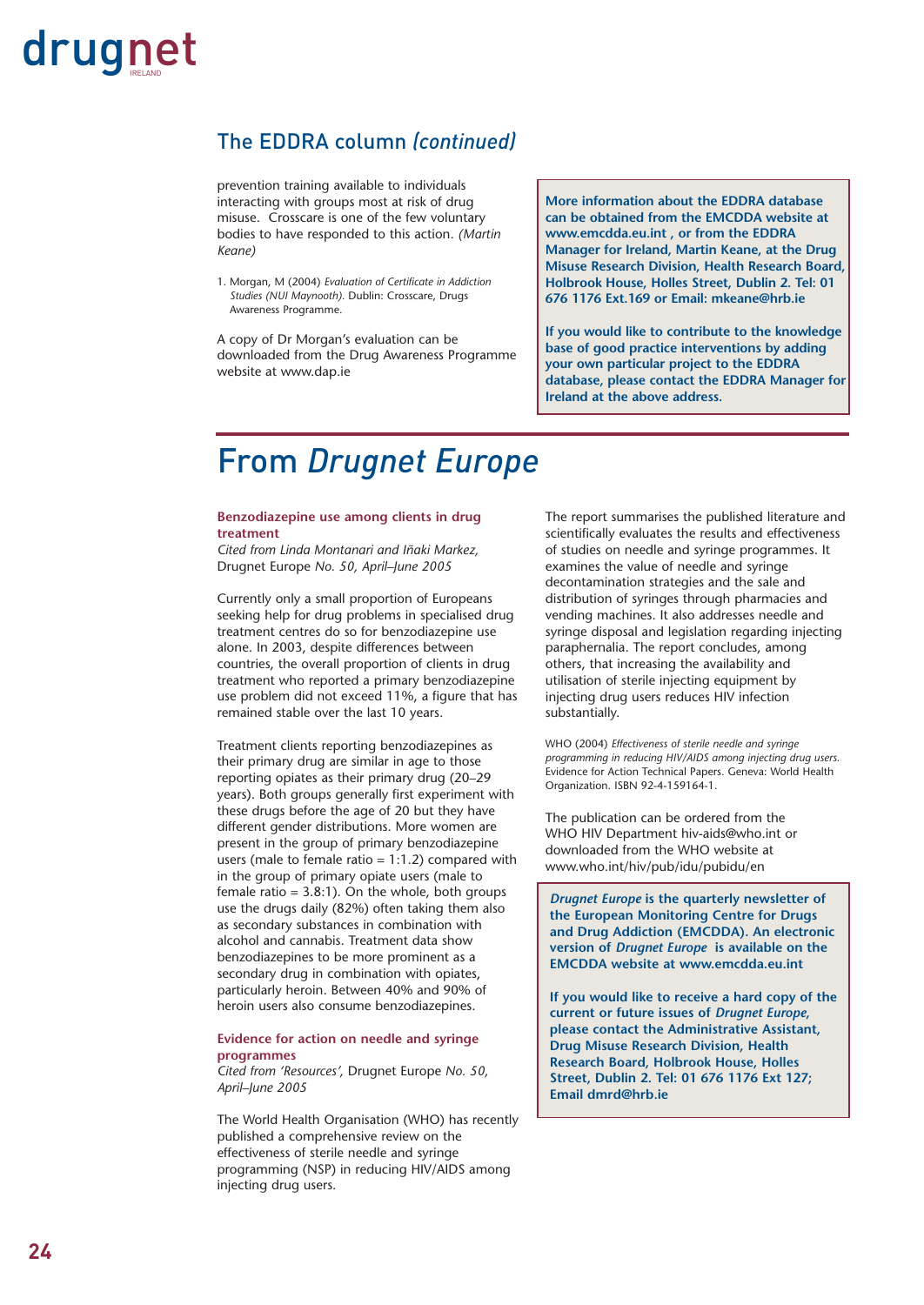## The EDDRA column *(continued)*

prevention training available to individuals interacting with groups most at risk of drug misuse. Crosscare is one of the few voluntary bodies to have responded to this action. *(Martin Keane)*

1. Morgan, M (2004) *Evaluation of Certificate in Addiction Studies (NUI Maynooth).* Dublin: Crosscare, Drugs Awareness Programme.

A copy of Dr Morgan's evaluation can be downloaded from the Drug Awareness Programme website at www.dap.ie

**More information about the EDDRA database can be obtained from the EMCDDA website at www.emcdda.eu.int , or from the EDDRA Manager for Ireland, Martin Keane, at the Drug Misuse Research Division, Health Research Board, Holbrook House, Holles Street, Dublin 2. Tel: 01 676 1176 Ext.169 or Email: mkeane@hrb.ie**

**If you would like to contribute to the knowledge base of good practice interventions by adding your own particular project to the EDDRA database, please contact the EDDRA Manager for Ireland at the above address.**

# From *Drugnet Europe*

### Benzodiazepine use among clients in drug treatment

*Cited from Linda Montanari and Iñaki Markez,* Drugnet Europe *No. 50, April–June 2005*

Currently only a small proportion of Europeans seeking help for drug problems in specialised drug treatment centres do so for benzodiazepine use alone. In 2003, despite differences between countries, the overall proportion of clients in drug treatment who reported a primary benzodiazepine use problem did not exceed 11%, a figure that has remained stable over the last 10 years.

Treatment clients reporting benzodiazepines as their primary drug are similar in age to those reporting opiates as their primary drug (20–29 years). Both groups generally first experiment with these drugs before the age of 20 but they have different gender distributions. More women are present in the group of primary benzodiazepine users (male to female ratio = 1:1.2) compared with in the group of primary opiate users (male to female ratio = 3.8:1). On the whole, both groups use the drugs daily (82%) often taking them also as secondary substances in combination with alcohol and cannabis. Treatment data show benzodiazepines to be more prominent as a secondary drug in combination with opiates, particularly heroin. Between 40% and 90% of heroin users also consume benzodiazepines.

### Evidence for action on needle and syringe programmes

*Cited from 'Resources',* Drugnet Europe *No. 50, April–June 2005*

The World Health Organisation (WHO) has recently published a comprehensive review on the effectiveness of sterile needle and syringe programming (NSP) in reducing HIV/AIDS among injecting drug users.

The report summarises the published literature and scientifically evaluates the results and effectiveness of studies on needle and syringe programmes. It examines the value of needle and syringe decontamination strategies and the sale and distribution of syringes through pharmacies and vending machines. It also addresses needle and syringe disposal and legislation regarding injecting paraphernalia. The report concludes, among others, that increasing the availability and utilisation of sterile injecting equipment by injecting drug users reduces HIV infection substantially.

WHO (2004) *Effectiveness of sterile needle and syringe programming in reducing HIV/AIDS among injecting drug users.* Evidence for Action Technical Papers. Geneva: World Health Organization. ISBN 92-4-159164-1.

The publication can be ordered from the WHO HIV Department hiv-aids@who.int or downloaded from the WHO website at www.who.int/hiv/pub/idu/pubidu/en

***Drugnet Europe* is the quarterly newsletter of the European Monitoring Centre for Drugs and Drug Addiction (EMCDDA). An electronic version of *Drugnet Europe* is available on the EMCDDA website at www.emcdda.eu.int**

**If you would like to receive a hard copy of the current or future issues of *Drugnet Europe*, please contact the Administrative Assistant, Drug Misuse Research Division, Health Research Board, Holbrook House, Holles Street, Dublin 2. Tel: 01 676 1176 Ext 127; Email dmrd@hrb.ie**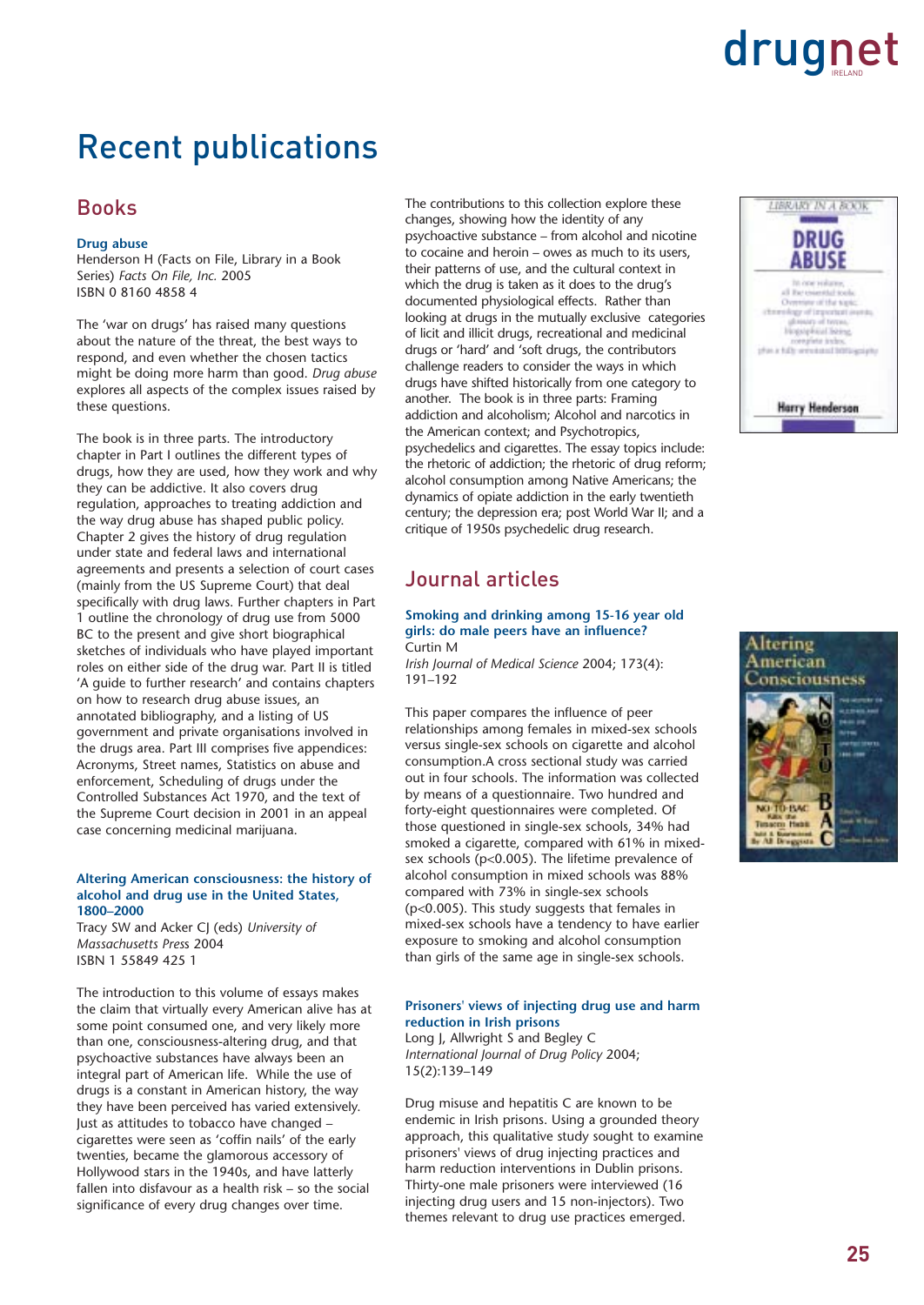# Recent publications

## Books

### Drug abuse

Henderson H (Facts on File, Library in a Book Series) *Facts On File, Inc.* 2005
ISBN 0 8160 4858 4

The 'war on drugs' has raised many questions about the nature of the threat, the best ways to respond, and even whether the chosen tactics might be doing more harm than good. *Drug abuse* explores all aspects of the complex issues raised by these questions.

The book is in three parts. The introductory chapter in Part I outlines the different types of drugs, how they are used, how they work and why they can be addictive. It also covers drug regulation, approaches to treating addiction and the way drug abuse has shaped public policy. Chapter 2 gives the history of drug regulation under state and federal laws and international agreements and presents a selection of court cases (mainly from the US Supreme Court) that deal specifically with drug laws. Further chapters in Part 1 outline the chronology of drug use from 5000 BC to the present and give short biographical sketches of individuals who have played important roles on either side of the drug war. Part II is titled 'A guide to further research' and contains chapters on how to research drug abuse issues, an annotated bibliography, and a listing of US government and private organisations involved in the drugs area. Part III comprises five appendices: Acronyms, Street names, Statistics on abuse and enforcement, Scheduling of drugs under the Controlled Substances Act 1970, and the text of the Supreme Court decision in 2001 in an appeal case concerning medicinal marijuana.

### Altering American consciousness: the history of alcohol and drug use in the United States, 1800–2000

Tracy SW and Acker CJ (eds) *University of Massachusetts Press* 2004
ISBN 1 55849 425 1

The introduction to this volume of essays makes the claim that virtually every American alive has at some point consumed one, and very likely more than one, consciousness-altering drug, and that psychoactive substances have always been an integral part of American life. While the use of drugs is a constant in American history, the way they have been perceived has varied extensively. Just as attitudes to tobacco have changed – cigarettes were seen as 'coffin nails' of the early twenties, became the glamorous accessory of Hollywood stars in the 1940s, and have latterly fallen into disfavour as a health risk – so the social significance of every drug changes over time.

The contributions to this collection explore these changes, showing how the identity of any psychoactive substance – from alcohol and nicotine to cocaine and heroin – owes as much to its users, their patterns of use, and the cultural context in which the drug is taken as it does to the drug's documented physiological effects. Rather than looking at drugs in the mutually exclusive categories of licit and illicit drugs, recreational and medicinal drugs or 'hard' and 'soft drugs, the contributors challenge readers to consider the ways in which drugs have shifted historically from one category to another. The book is in three parts: Framing addiction and alcoholism; Alcohol and narcotics in the American context; and Psychotropics, psychedelics and cigarettes. The essay topics include: the rhetoric of addiction; the rhetoric of drug reform; alcohol consumption among Native Americans; the dynamics of opiate addiction in the early twentieth century; the depression era; post World War II; and a critique of 1950s psychedelic drug research.

## Journal articles

### Smoking and drinking among 15-16 year old girls: do male peers have an influence?

Curtin M
*Irish Journal of Medical Science* 2004; 173(4): 191–192

This paper compares the influence of peer relationships among females in mixed-sex schools versus single-sex schools on cigarette and alcohol consumption.A cross sectional study was carried out in four schools. The information was collected by means of a questionnaire. Two hundred and forty-eight questionnaires were completed. Of those questioned in single-sex schools, 34% had smoked a cigarette, compared with 61% in mixed-sex schools ($p<0.005$). The lifetime prevalence of alcohol consumption in mixed schools was 88% compared with 73% in single-sex schools ($p<0.005$). This study suggests that females in mixed-sex schools have a tendency to have earlier exposure to smoking and alcohol consumption than girls of the same age in single-sex schools.

### Prisoners' views of injecting drug use and harm reduction in Irish prisons

Long J, Allwright S and Begley C
*International Journal of Drug Policy* 2004; 15(2):139–149

Drug misuse and hepatitis C are known to be endemic in Irish prisons. Using a grounded theory approach, this qualitative study sought to examine prisoners' views of drug injecting practices and harm reduction interventions in Dublin prisons. Thirty-one male prisoners were interviewed (16 injecting drug users and 15 non-injectors). Two themes relevant to drug use practices emerged.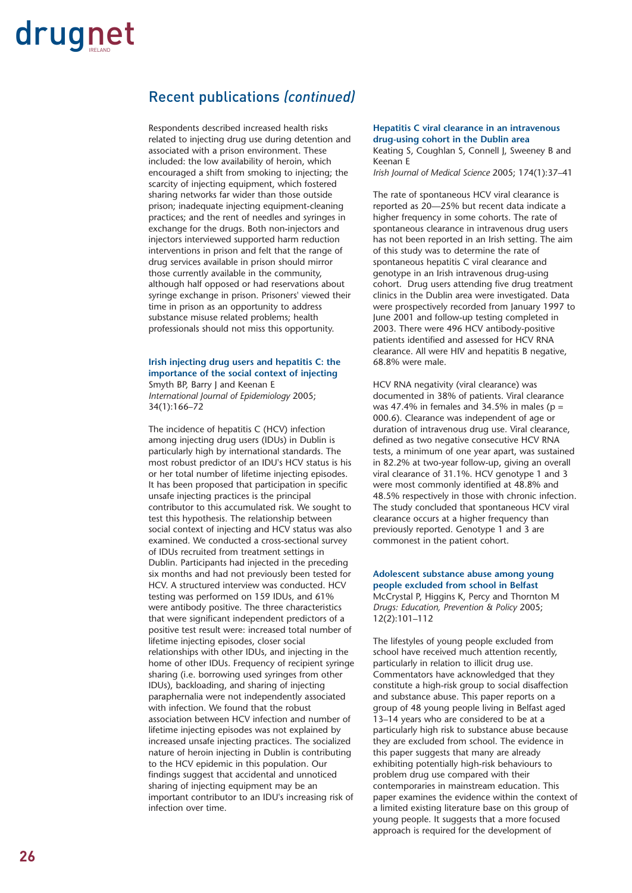## Recent publications *(continued)*

Respondents described increased health risks related to injecting drug use during detention and associated with a prison environment. These included: the low availability of heroin, which encouraged a shift from smoking to injecting; the scarcity of injecting equipment, which fostered sharing networks far wider than those outside prison; inadequate injecting equipment-cleaning practices; and the rent of needles and syringes in exchange for the drugs. Both non-injectors and injectors interviewed supported harm reduction interventions in prison and felt that the range of drug services available in prison should mirror those currently available in the community, although half opposed or had reservations about syringe exchange in prison. Prisoners' viewed their time in prison as an opportunity to address substance misuse related problems; health professionals should not miss this opportunity.

**Irish injecting drug users and hepatitis C: the importance of the social context of injecting**
Smyth BP, Barry J and Keenan E
*International Journal of Epidemiology* 2005; 34(1):166–72

The incidence of hepatitis C (HCV) infection among injecting drug users (IDUs) in Dublin is particularly high by international standards. The most robust predictor of an IDU's HCV status is his or her total number of lifetime injecting episodes. It has been proposed that participation in specific unsafe injecting practices is the principal contributor to this accumulated risk. We sought to test this hypothesis. The relationship between social context of injecting and HCV status was also examined. We conducted a cross-sectional survey of IDUs recruited from treatment settings in Dublin. Participants had injected in the preceding six months and had not previously been tested for HCV. A structured interview was conducted. HCV testing was performed on 159 IDUs, and 61% were antibody positive. The three characteristics that were significant independent predictors of a positive test result were: increased total number of lifetime injecting episodes, closer social relationships with other IDUs, and injecting in the home of other IDUs. Frequency of recipient syringe sharing (i.e. borrowing used syringes from other IDUs), backloading, and sharing of injecting paraphernalia were not independently associated with infection. We found that the robust association between HCV infection and number of lifetime injecting episodes was not explained by increased unsafe injecting practices. The socialized nature of heroin injecting in Dublin is contributing to the HCV epidemic in this population. Our findings suggest that accidental and unnoticed sharing of injecting equipment may be an important contributor to an IDU's increasing risk of infection over time.

**Hepatitis C viral clearance in an intravenous drug-using cohort in the Dublin area**
Keating S, Coughlan S, Connell J, Sweeney B and Keenan E
*Irish Journal of Medical Science* 2005; 174(1):37–41

The rate of spontaneous HCV viral clearance is reported as 20—25% but recent data indicate a higher frequency in some cohorts. The rate of spontaneous clearance in intravenous drug users has not been reported in an Irish setting. The aim of this study was to determine the rate of spontaneous hepatitis C viral clearance and genotype in an Irish intravenous drug-using cohort. Drug users attending five drug treatment clinics in the Dublin area were investigated. Data were prospectively recorded from January 1997 to June 2001 and follow-up testing completed in 2003. There were 496 HCV antibody-positive patients identified and assessed for HCV RNA clearance. All were HIV and hepatitis B negative, 68.8% were male.

HCV RNA negativity (viral clearance) was documented in 38% of patients. Viral clearance was 47.4% in females and 34.5% in males ($p = 000.6$). Clearance was independent of age or duration of intravenous drug use. Viral clearance, defined as two negative consecutive HCV RNA tests, a minimum of one year apart, was sustained in 82.2% at two-year follow-up, giving an overall viral clearance of 31.1%. HCV genotype 1 and 3 were most commonly identified at 48.8% and 48.5% respectively in those with chronic infection. The study concluded that spontaneous HCV viral clearance occurs at a higher frequency than previously reported. Genotype 1 and 3 are commonest in the patient cohort.

**Adolescent substance abuse among young people excluded from school in Belfast**
McCrystal P, Higgins K, Percy and Thornton M
*Drugs: Education, Prevention & Policy* 2005; 12(2):101–112

The lifestyles of young people excluded from school have received much attention recently, particularly in relation to illicit drug use. Commentators have acknowledged that they constitute a high-risk group to social disaffection and substance abuse. This paper reports on a group of 48 young people living in Belfast aged 13–14 years who are considered to be at a particularly high risk to substance abuse because they are excluded from school. The evidence in this paper suggests that many are already exhibiting potentially high-risk behaviours to problem drug use compared with their contemporaries in mainstream education. This paper examines the evidence within the context of a limited existing literature base on this group of young people. It suggests that a more focused approach is required for the development of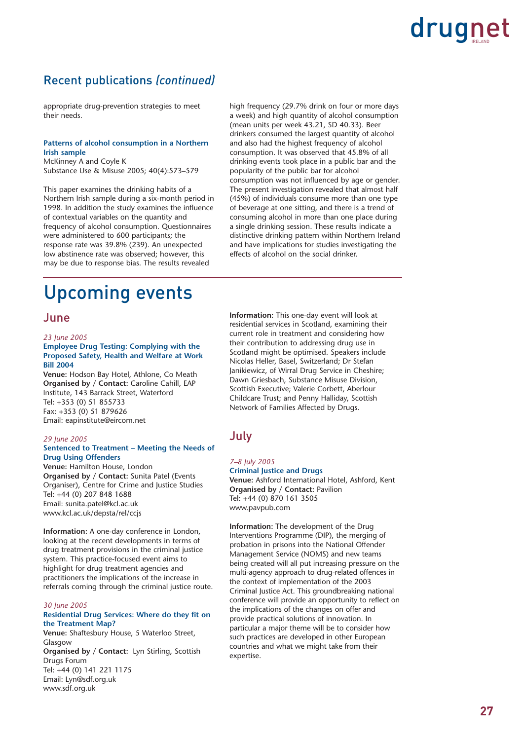## Recent publications *(continued)*

appropriate drug-prevention strategies to meet their needs.

**Patterns of alcohol consumption in a Northern Irish sample**
McKinney A and Coyle K
Substance Use & Misuse 2005; 40(4):573–579

This paper examines the drinking habits of a Northern Irish sample during a six-month period in 1998. In addition the study examines the influence of contextual variables on the quantity and frequency of alcohol consumption. Questionnaires were administered to 600 participants; the response rate was 39.8% (239). An unexpected low abstinence rate was observed; however, this may be due to response bias. The results revealed high frequency (29.7% drink on four or more days a week) and high quantity of alcohol consumption (mean units per week 43.21, SD 40.33). Beer drinkers consumed the largest quantity of alcohol and also had the highest frequency of alcohol consumption. It was observed that 45.8% of all drinking events took place in a public bar and the popularity of the public bar for alcohol consumption was not influenced by age or gender. The present investigation revealed that almost half (45%) of individuals consume more than one type of beverage at one sitting, and there is a trend of consuming alcohol in more than one place during a single drinking session. These results indicate a distinctive drinking pattern within Northern Ireland and have implications for studies investigating the effects of alcohol on the social drinker.

# Upcoming events

## June

*23 June 2005*
**Employee Drug Testing: Complying with the Proposed Safety, Health and Welfare at Work Bill 2004**
**Venue:** Hodson Bay Hotel, Athlone, Co Meath
**Organised by / Contact:** Caroline Cahill, EAP Institute, 143 Barrack Street, Waterford
Tel: +353 (0) 51 855733
Fax: +353 (0) 51 879626
Email: eapinstitute@eircom.net

*29 June 2005*
**Sentenced to Treatment – Meeting the Needs of Drug Using Offenders**
**Venue:** Hamilton House, London
**Organised by / Contact:** Sunita Patel (Events Organiser), Centre for Crime and Justice Studies
Tel: +44 (0) 207 848 1688
Email: sunita.patel@kcl.ac.uk
www.kcl.ac.uk/depsta/rel/ccjs

**Information:** A one-day conference in London, looking at the recent developments in terms of drug treatment provisions in the criminal justice system. This practice-focused event aims to highlight for drug treatment agencies and practitioners the implications of the increase in referrals coming through the criminal justice route.

*30 June 2005*
**Residential Drug Services: Where do they fit on the Treatment Map?**
**Venue:** Shaftesbury House, 5 Waterloo Street, Glasgow
**Organised by / Contact:** Lyn Stirling, Scottish Drugs Forum
Tel: +44 (0) 141 221 1175
Email: Lyn@sdf.org.uk
www.sdf.org.uk

**Information:** This one-day event will look at residential services in Scotland, examining their current role in treatment and considering how their contribution to addressing drug use in Scotland might be optimised. Speakers include Nicolas Heller, Basel, Switzerland; Dr Stefan Janikiewicz, of Wirral Drug Service in Cheshire; Dawn Griesbach, Substance Misuse Division, Scottish Executive; Valerie Corbett, Aberlour Childcare Trust; and Penny Halliday, Scottish Network of Families Affected by Drugs.

## July

*7–8 July 2005*
**Criminal Justice and Drugs**
**Venue:** Ashford International Hotel, Ashford, Kent
**Organised by / Contact:** Pavilion
Tel: +44 (0) 870 161 3505
www.pavpub.com

**Information:** The development of the Drug Interventions Programme (DIP), the merging of probation in prisons into the National Offender Management Service (NOMS) and new teams being created will all put increasing pressure on the multi-agency approach to drug-related offences in the context of implementation of the 2003 Criminal Justice Act. This groundbreaking national conference will provide an opportunity to reflect on the implications of the changes on offer and provide practical solutions of innovation. In particular a major theme will be to consider how such practices are developed in other European countries and what we might take from their expertise.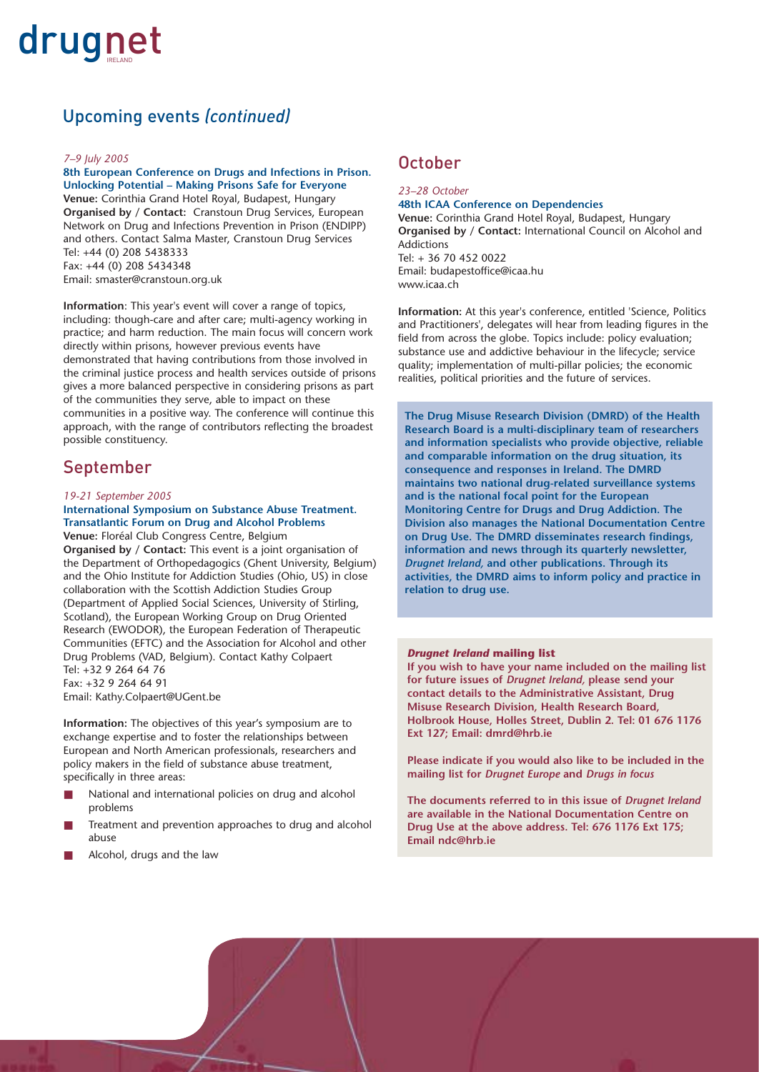## Upcoming events *(continued)*

*7–9 July 2005*

**8th European Conference on Drugs and Infections in Prison. Unlocking Potential – Making Prisons Safe for Everyone**

**Venue:** Corinthia Grand Hotel Royal, Budapest, Hungary

**Organised by / Contact:** Cranstoun Drug Services, European Network on Drug and Infections Prevention in Prison (ENDIPP) and others. Contact Salma Master, Cranstoun Drug Services

Tel: +44 (0) 208 5438333

Fax: +44 (0) 208 5434348

Email: smaster@cranstoun.org.uk

**Information**: This year's event will cover a range of topics, including: though-care and after care; multi-agency working in practice; and harm reduction. The main focus will concern work directly within prisons, however previous events have demonstrated that having contributions from those involved in the criminal justice process and health services outside of prisons gives a more balanced perspective in considering prisons as part of the communities they serve, able to impact on these communities in a positive way. The conference will continue this approach, with the range of contributors reflecting the broadest possible constituency.

## September

*19-21 September 2005*

**International Symposium on Substance Abuse Treatment. Transatlantic Forum on Drug and Alcohol Problems**

**Venue:** Floréal Club Congress Centre, Belgium

**Organised by / Contact:** This event is a joint organisation of the Department of Orthopedagogics (Ghent University, Belgium) and the Ohio Institute for Addiction Studies (Ohio, US) in close collaboration with the Scottish Addiction Studies Group (Department of Applied Social Sciences, University of Stirling, Scotland), the European Working Group on Drug Oriented Research (EWODOR), the European Federation of Therapeutic Communities (EFTC) and the Association for Alcohol and other Drug Problems (VAD, Belgium). Contact Kathy Colpaert

Tel: +32 9 264 64 76

Fax: +32 9 264 64 91

Email: Kathy.Colpaert@UGent.be

**Information:** The objectives of this year's symposium are to exchange expertise and to foster the relationships between European and North American professionals, researchers and policy makers in the field of substance abuse treatment, specifically in three areas:

- National and international policies on drug and alcohol problems
- Treatment and prevention approaches to drug and alcohol abuse
- Alcohol, drugs and the law

## October

*23–28 October*

**48th ICAA Conference on Dependencies**

**Venue:** Corinthia Grand Hotel Royal, Budapest, Hungary

**Organised by / Contact:** International Council on Alcohol and Addictions

Tel: + 36 70 452 0022

Email: budapestoffice@icaa.hu

www.icaa.ch

**Information:** At this year's conference, entitled 'Science, Politics and Practitioners', delegates will hear from leading figures in the field from across the globe. Topics include: policy evaluation; substance use and addictive behaviour in the lifecycle; service quality; implementation of multi-pillar policies; the economic realities, political priorities and the future of services.

**The Drug Misuse Research Division (DMRD) of the Health Research Board is a multi-disciplinary team of researchers and information specialists who provide objective, reliable and comparable information on the drug situation, its consequence and responses in Ireland. The DMRD maintains two national drug-related surveillance systems and is the national focal point for the European Monitoring Centre for Drugs and Drug Addiction. The Division also manages the National Documentation Centre on Drug Use. The DMRD disseminates research findings, information and news through its quarterly newsletter, *Drugnet Ireland,* and other publications. Through its activities, the DMRD aims to inform policy and practice in relation to drug use.**

***Drugnet Ireland* mailing list**

**If you wish to have your name included on the mailing list for future issues of *Drugnet Ireland,* please send your contact details to the Administrative Assistant, Drug Misuse Research Division, Health Research Board, Holbrook House, Holles Street, Dublin 2. Tel: 01 676 1176 Ext 127; Email: dmrd@hrb.ie**

**Please indicate if you would also like to be included in the mailing list for *Drugnet Europe* and *Drugs in focus***

**The documents referred to in this issue of *Drugnet Ireland* are available in the National Documentation Centre on Drug Use at the above address. Tel: 676 1176 Ext 175; Email ndc@hrb.ie**